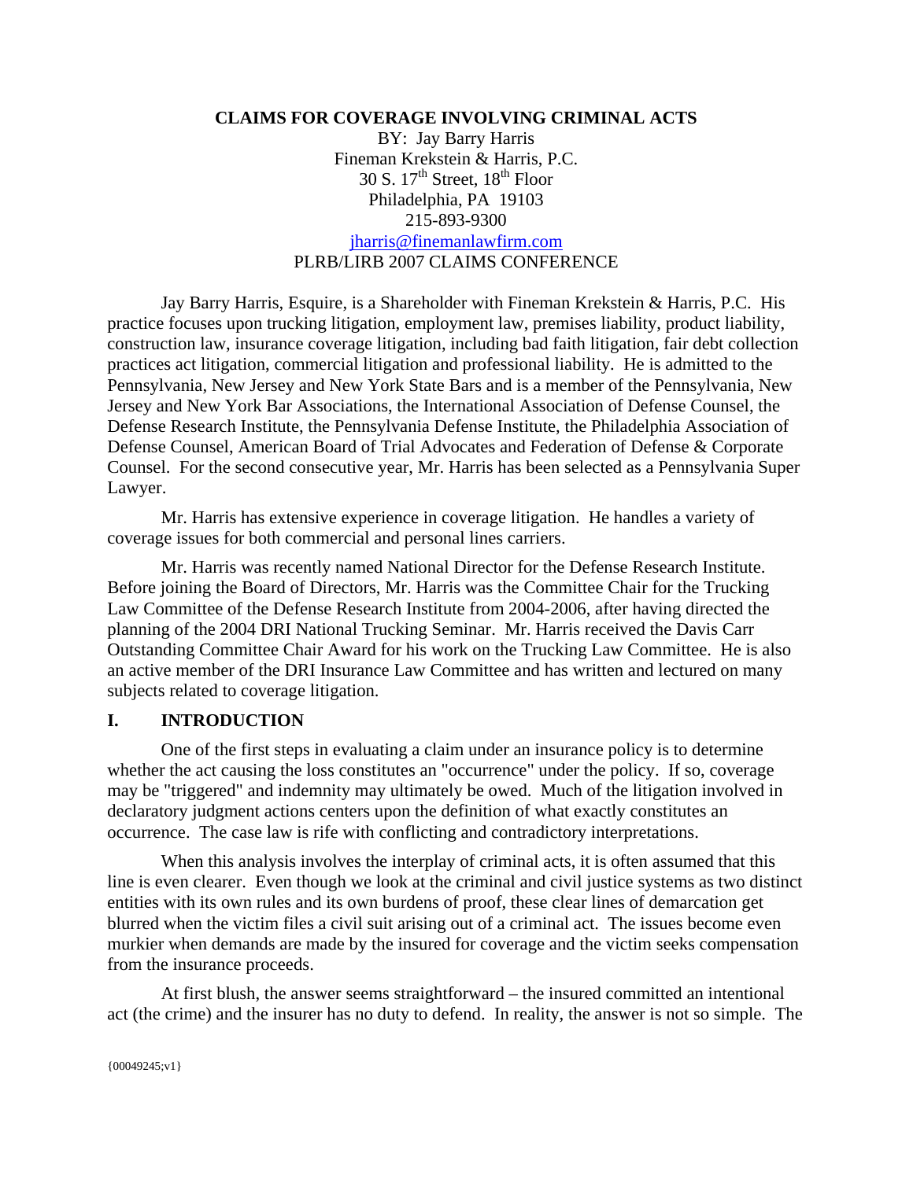# CLAIMS FOR COVERAGE INVOLVING CRIMINAL ACTS

BY: Jay Barry Harris
Fineman Krekstein & Harris, P.C.
30 S. 17th Street, 18th Floor
Philadelphia, PA 19103
215-893-9300
jharris@finemanlawfirm.com
PLRB/LIRB 2007 CLAIMS CONFERENCE

Jay Barry Harris, Esquire, is a Shareholder with Fineman Krekstein & Harris, P.C. His practice focuses upon trucking litigation, employment law, premises liability, product liability, construction law, insurance coverage litigation, including bad faith litigation, fair debt collection practices act litigation, commercial litigation and professional liability. He is admitted to the Pennsylvania, New Jersey and New York State Bars and is a member of the Pennsylvania, New Jersey and New York Bar Associations, the International Association of Defense Counsel, the Defense Research Institute, the Pennsylvania Defense Institute, the Philadelphia Association of Defense Counsel, American Board of Trial Advocates and Federation of Defense & Corporate Counsel. For the second consecutive year, Mr. Harris has been selected as a Pennsylvania Super Lawyer.

Mr. Harris has extensive experience in coverage litigation. He handles a variety of coverage issues for both commercial and personal lines carriers.

Mr. Harris was recently named National Director for the Defense Research Institute. Before joining the Board of Directors, Mr. Harris was the Committee Chair for the Trucking Law Committee of the Defense Research Institute from 2004-2006, after having directed the planning of the 2004 DRI National Trucking Seminar. Mr. Harris received the Davis Carr Outstanding Committee Chair Award for his work on the Trucking Law Committee. He is also an active member of the DRI Insurance Law Committee and has written and lectured on many subjects related to coverage litigation.

## I. INTRODUCTION

One of the first steps in evaluating a claim under an insurance policy is to determine whether the act causing the loss constitutes an "occurrence" under the policy. If so, coverage may be "triggered" and indemnity may ultimately be owed. Much of the litigation involved in declaratory judgment actions centers upon the definition of what exactly constitutes an occurrence. The case law is rife with conflicting and contradictory interpretations.

When this analysis involves the interplay of criminal acts, it is often assumed that this line is even clearer. Even though we look at the criminal and civil justice systems as two distinct entities with its own rules and its own burdens of proof, these clear lines of demarcation get blurred when the victim files a civil suit arising out of a criminal act. The issues become even murkier when demands are made by the insured for coverage and the victim seeks compensation from the insurance proceeds.

At first blush, the answer seems straightforward – the insured committed an intentional act (the crime) and the insurer has no duty to defend. In reality, the answer is not so simple. The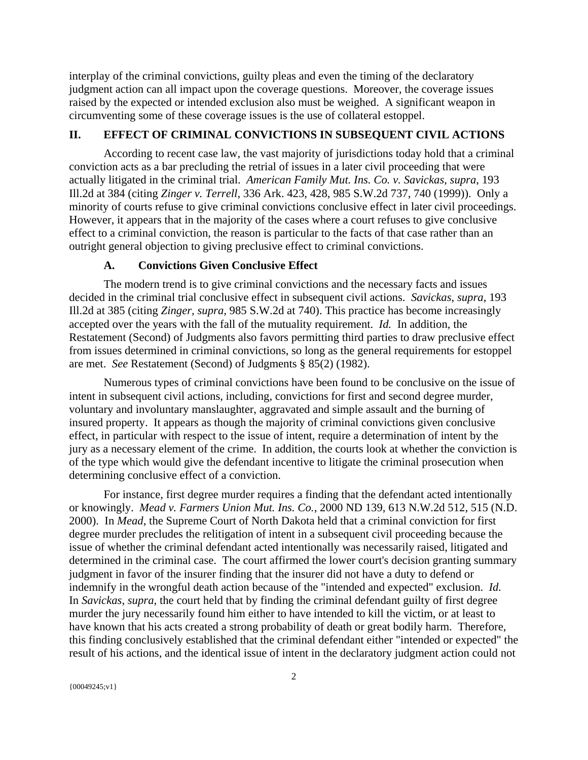interplay of the criminal convictions, guilty pleas and even the timing of the declaratory judgment action can all impact upon the coverage questions. Moreover, the coverage issues raised by the expected or intended exclusion also must be weighed. A significant weapon in circumventing some of these coverage issues is the use of collateral estoppel.

## II. EFFECT OF CRIMINAL CONVICTIONS IN SUBSEQUENT CIVIL ACTIONS

According to recent case law, the vast majority of jurisdictions today hold that a criminal conviction acts as a bar precluding the retrial of issues in a later civil proceeding that were actually litigated in the criminal trial. *American Family Mut. Ins. Co. v. Savickas*, *supra*, 193 Ill.2d at 384 (citing *Zinger v. Terrell*, 336 Ark. 423, 428, 985 S.W.2d 737, 740 (1999)). Only a minority of courts refuse to give criminal convictions conclusive effect in later civil proceedings. However, it appears that in the majority of the cases where a court refuses to give conclusive effect to a criminal conviction, the reason is particular to the facts of that case rather than an outright general objection to giving preclusive effect to criminal convictions.

### A. Convictions Given Conclusive Effect

The modern trend is to give criminal convictions and the necessary facts and issues decided in the criminal trial conclusive effect in subsequent civil actions. *Savickas*, *supra*, 193 Ill.2d at 385 (citing *Zinger*, *supra*, 985 S.W.2d at 740). This practice has become increasingly accepted over the years with the fall of the mutuality requirement. *Id.* In addition, the Restatement (Second) of Judgments also favors permitting third parties to draw preclusive effect from issues determined in criminal convictions, so long as the general requirements for estoppel are met. *See* Restatement (Second) of Judgments § 85(2) (1982).

Numerous types of criminal convictions have been found to be conclusive on the issue of intent in subsequent civil actions, including, convictions for first and second degree murder, voluntary and involuntary manslaughter, aggravated and simple assault and the burning of insured property. It appears as though the majority of criminal convictions given conclusive effect, in particular with respect to the issue of intent, require a determination of intent by the jury as a necessary element of the crime. In addition, the courts look at whether the conviction is of the type which would give the defendant incentive to litigate the criminal prosecution when determining conclusive effect of a conviction.

For instance, first degree murder requires a finding that the defendant acted intentionally or knowingly. *Mead v. Farmers Union Mut. Ins. Co.*, 2000 ND 139, 613 N.W.2d 512, 515 (N.D. 2000). In *Mead*, the Supreme Court of North Dakota held that a criminal conviction for first degree murder precludes the relitigation of intent in a subsequent civil proceeding because the issue of whether the criminal defendant acted intentionally was necessarily raised, litigated and determined in the criminal case. The court affirmed the lower court's decision granting summary judgment in favor of the insurer finding that the insurer did not have a duty to defend or indemnify in the wrongful death action because of the "intended and expected" exclusion. *Id.* In *Savickas*, *supra*, the court held that by finding the criminal defendant guilty of first degree murder the jury necessarily found him either to have intended to kill the victim, or at least to have known that his acts created a strong probability of death or great bodily harm. Therefore, this finding conclusively established that the criminal defendant either "intended or expected" the result of his actions, and the identical issue of intent in the declaratory judgment action could not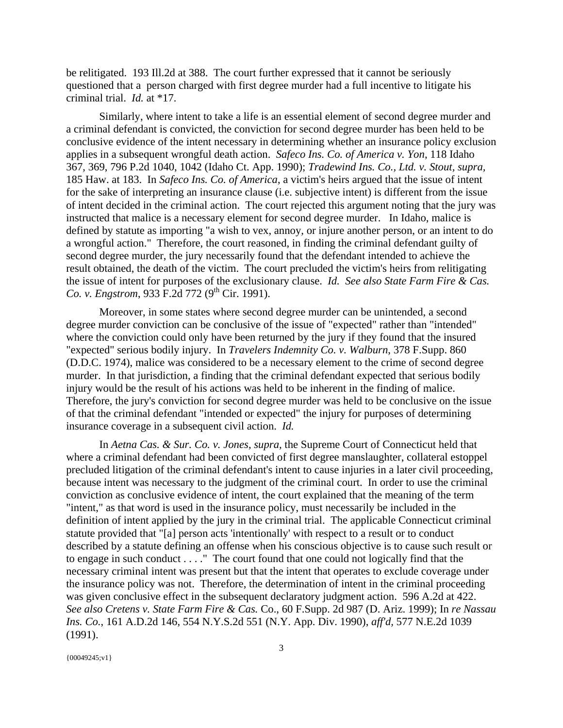be relitigated. 193 Ill.2d at 388. The court further expressed that it cannot be seriously questioned that a person charged with first degree murder had a full incentive to litigate his criminal trial. *Id.* at *17.

Similarly, where intent to take a life is an essential element of second degree murder and a criminal defendant is convicted, the conviction for second degree murder has been held to be conclusive evidence of the intent necessary in determining whether an insurance policy exclusion applies in a subsequent wrongful death action. *Safeco Ins. Co. of America v. Yon*, 118 Idaho 367, 369, 796 P.2d 1040, 1042 (Idaho Ct. App. 1990); *Tradewind Ins. Co., Ltd. v. Stout, supra,* 185 Haw. at 183. In *Safeco Ins. Co. of America*, a victim's heirs argued that the issue of intent for the sake of interpreting an insurance clause (i.e. subjective intent) is different from the issue of intent decided in the criminal action. The court rejected this argument noting that the jury was instructed that malice is a necessary element for second degree murder. In Idaho, malice is defined by statute as importing "a wish to vex, annoy, or injure another person, or an intent to do a wrongful action." Therefore, the court reasoned, in finding the criminal defendant guilty of second degree murder, the jury necessarily found that the defendant intended to achieve the result obtained, the death of the victim. The court precluded the victim's heirs from relitigating the issue of intent for purposes of the exclusionary clause. *Id. See also State Farm Fire & Cas. Co. v. Engstrom*, 933 F.2d 772 (9th Cir. 1991).

Moreover, in some states where second degree murder can be unintended, a second degree murder conviction can be conclusive of the issue of "expected" rather than "intended" where the conviction could only have been returned by the jury if they found that the insured "expected" serious bodily injury. In *Travelers Indemnity Co. v. Walburn*, 378 F.Supp. 860 (D.D.C. 1974), malice was considered to be a necessary element to the crime of second degree murder. In that jurisdiction, a finding that the criminal defendant expected that serious bodily injury would be the result of his actions was held to be inherent in the finding of malice. Therefore, the jury's conviction for second degree murder was held to be conclusive on the issue of that the criminal defendant "intended or expected" the injury for purposes of determining insurance coverage in a subsequent civil action. *Id.*

In *Aetna Cas. & Sur. Co. v. Jones, supra,* the Supreme Court of Connecticut held that where a criminal defendant had been convicted of first degree manslaughter, collateral estoppel precluded litigation of the criminal defendant's intent to cause injuries in a later civil proceeding, because intent was necessary to the judgment of the criminal court. In order to use the criminal conviction as conclusive evidence of intent, the court explained that the meaning of the term "intent," as that word is used in the insurance policy, must necessarily be included in the definition of intent applied by the jury in the criminal trial. The applicable Connecticut criminal statute provided that "[a] person acts 'intentionally' with respect to a result or to conduct described by a statute defining an offense when his conscious objective is to cause such result or to engage in such conduct . . . ." The court found that one could not logically find that the necessary criminal intent was present but that the intent that operates to exclude coverage under the insurance policy was not. Therefore, the determination of intent in the criminal proceeding was given conclusive effect in the subsequent declaratory judgment action. 596 A.2d at 422. *See also Cretens v. State Farm Fire & Cas.* Co., 60 F.Supp. 2d 987 (D. Ariz. 1999); In *re Nassau Ins. Co.*, 161 A.D.2d 146, 554 N.Y.S.2d 551 (N.Y. App. Div. 1990), *aff'd,* 577 N.E.2d 1039 (1991).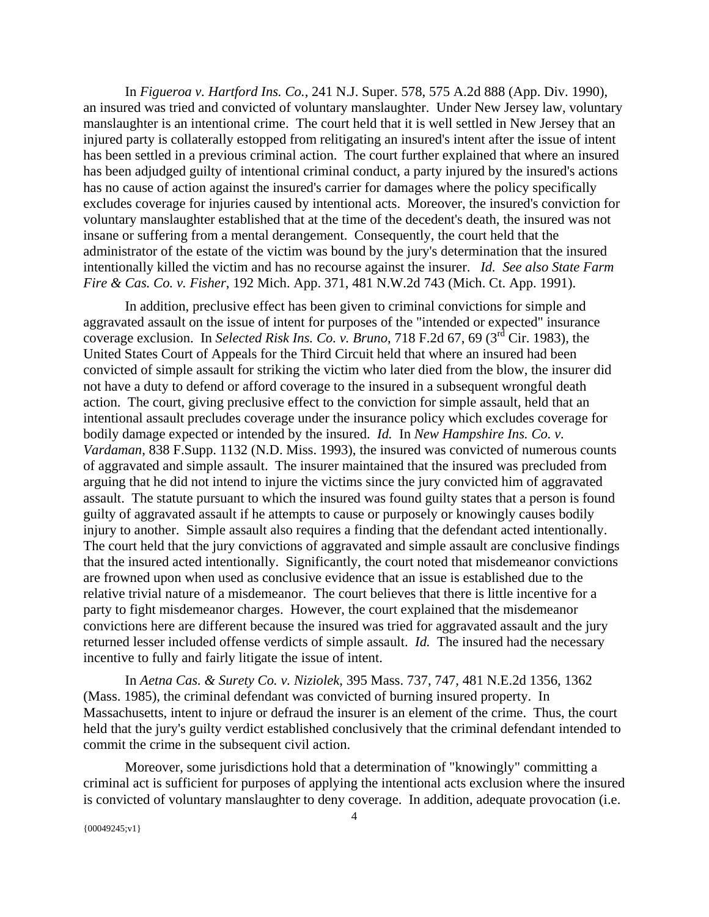In *Figueroa v. Hartford Ins. Co.*, 241 N.J. Super. 578, 575 A.2d 888 (App. Div. 1990), an insured was tried and convicted of voluntary manslaughter. Under New Jersey law, voluntary manslaughter is an intentional crime. The court held that it is well settled in New Jersey that an injured party is collaterally estopped from relitigating an insured's intent after the issue of intent has been settled in a previous criminal action. The court further explained that where an insured has been adjudged guilty of intentional criminal conduct, a party injured by the insured's actions has no cause of action against the insured's carrier for damages where the policy specifically excludes coverage for injuries caused by intentional acts. Moreover, the insured's conviction for voluntary manslaughter established that at the time of the decedent's death, the insured was not insane or suffering from a mental derangement. Consequently, the court held that the administrator of the estate of the victim was bound by the jury's determination that the insured intentionally killed the victim and has no recourse against the insurer. *Id. See also State Farm Fire & Cas. Co. v. Fisher*, 192 Mich. App. 371, 481 N.W.2d 743 (Mich. Ct. App. 1991).

In addition, preclusive effect has been given to criminal convictions for simple and aggravated assault on the issue of intent for purposes of the "intended or expected" insurance coverage exclusion. In *Selected Risk Ins. Co. v. Bruno*, 718 F.2d 67, 69 (3rd Cir. 1983), the United States Court of Appeals for the Third Circuit held that where an insured had been convicted of simple assault for striking the victim who later died from the blow, the insurer did not have a duty to defend or afford coverage to the insured in a subsequent wrongful death action. The court, giving preclusive effect to the conviction for simple assault, held that an intentional assault precludes coverage under the insurance policy which excludes coverage for bodily damage expected or intended by the insured. *Id.* In *New Hampshire Ins. Co. v. Vardaman*, 838 F.Supp. 1132 (N.D. Miss. 1993), the insured was convicted of numerous counts of aggravated and simple assault. The insurer maintained that the insured was precluded from arguing that he did not intend to injure the victims since the jury convicted him of aggravated assault. The statute pursuant to which the insured was found guilty states that a person is found guilty of aggravated assault if he attempts to cause or purposely or knowingly causes bodily injury to another. Simple assault also requires a finding that the defendant acted intentionally. The court held that the jury convictions of aggravated and simple assault are conclusive findings that the insured acted intentionally. Significantly, the court noted that misdemeanor convictions are frowned upon when used as conclusive evidence that an issue is established due to the relative trivial nature of a misdemeanor. The court believes that there is little incentive for a party to fight misdemeanor charges. However, the court explained that the misdemeanor convictions here are different because the insured was tried for aggravated assault and the jury returned lesser included offense verdicts of simple assault. *Id.* The insured had the necessary incentive to fully and fairly litigate the issue of intent.

In *Aetna Cas. & Surety Co. v. Niziolek*, 395 Mass. 737, 747, 481 N.E.2d 1356, 1362 (Mass. 1985), the criminal defendant was convicted of burning insured property. In Massachusetts, intent to injure or defraud the insurer is an element of the crime. Thus, the court held that the jury's guilty verdict established conclusively that the criminal defendant intended to commit the crime in the subsequent civil action.

Moreover, some jurisdictions hold that a determination of "knowingly" committing a criminal act is sufficient for purposes of applying the intentional acts exclusion where the insured is convicted of voluntary manslaughter to deny coverage. In addition, adequate provocation (i.e.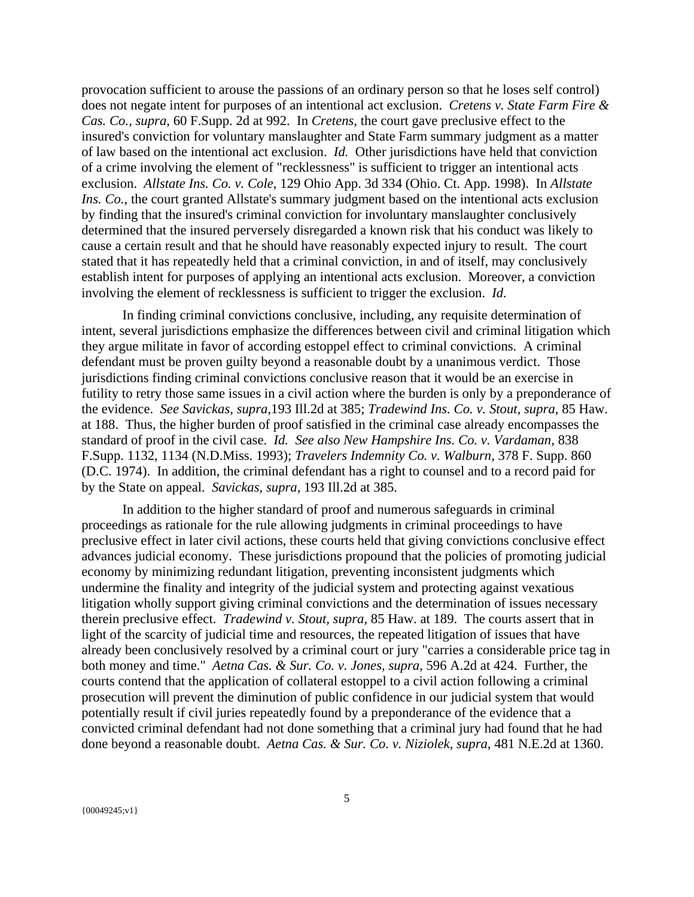provocation sufficient to arouse the passions of an ordinary person so that he loses self control) does not negate intent for purposes of an intentional act exclusion. *Cretens v. State Farm Fire & Cas. Co.*, *supra*, 60 F.Supp. 2d at 992. In *Cretens*, the court gave preclusive effect to the insured's conviction for voluntary manslaughter and State Farm summary judgment as a matter of law based on the intentional act exclusion. *Id.* Other jurisdictions have held that conviction of a crime involving the element of "recklessness" is sufficient to trigger an intentional acts exclusion. *Allstate Ins. Co. v. Cole*, 129 Ohio App. 3d 334 (Ohio. Ct. App. 1998). In *Allstate Ins. Co.*, the court granted Allstate's summary judgment based on the intentional acts exclusion by finding that the insured's criminal conviction for involuntary manslaughter conclusively determined that the insured perversely disregarded a known risk that his conduct was likely to cause a certain result and that he should have reasonably expected injury to result. The court stated that it has repeatedly held that a criminal conviction, in and of itself, may conclusively establish intent for purposes of applying an intentional acts exclusion. Moreover, a conviction involving the element of recklessness is sufficient to trigger the exclusion. *Id.*

In finding criminal convictions conclusive, including, any requisite determination of intent, several jurisdictions emphasize the differences between civil and criminal litigation which they argue militate in favor of according estoppel effect to criminal convictions. A criminal defendant must be proven guilty beyond a reasonable doubt by a unanimous verdict. Those jurisdictions finding criminal convictions conclusive reason that it would be an exercise in futility to retry those same issues in a civil action where the burden is only by a preponderance of the evidence. *See Savickas, supra,*193 Ill.2d at 385; *Tradewind Ins. Co. v. Stout*, *supra*, 85 Haw. at 188. Thus, the higher burden of proof satisfied in the criminal case already encompasses the standard of proof in the civil case. *Id. See also New Hampshire Ins. Co. v. Vardaman,* 838 F.Supp. 1132, 1134 (N.D.Miss. 1993); *Travelers Indemnity Co. v. Walburn*, 378 F. Supp. 860 (D.C. 1974). In addition, the criminal defendant has a right to counsel and to a record paid for by the State on appeal. *Savickas*, *supra*, 193 Ill.2d at 385.

In addition to the higher standard of proof and numerous safeguards in criminal proceedings as rationale for the rule allowing judgments in criminal proceedings to have preclusive effect in later civil actions, these courts held that giving convictions conclusive effect advances judicial economy. These jurisdictions propound that the policies of promoting judicial economy by minimizing redundant litigation, preventing inconsistent judgments which undermine the finality and integrity of the judicial system and protecting against vexatious litigation wholly support giving criminal convictions and the determination of issues necessary therein preclusive effect. *Tradewind v. Stout, supra,* 85 Haw. at 189. The courts assert that in light of the scarcity of judicial time and resources, the repeated litigation of issues that have already been conclusively resolved by a criminal court or jury "carries a considerable price tag in both money and time." *Aetna Cas. & Sur. Co. v. Jones, supra*, 596 A.2d at 424. Further, the courts contend that the application of collateral estoppel to a civil action following a criminal prosecution will prevent the diminution of public confidence in our judicial system that would potentially result if civil juries repeatedly found by a preponderance of the evidence that a convicted criminal defendant had not done something that a criminal jury had found that he had done beyond a reasonable doubt. *Aetna Cas. & Sur. Co. v. Niziolek*, *supra*, 481 N.E.2d at 1360.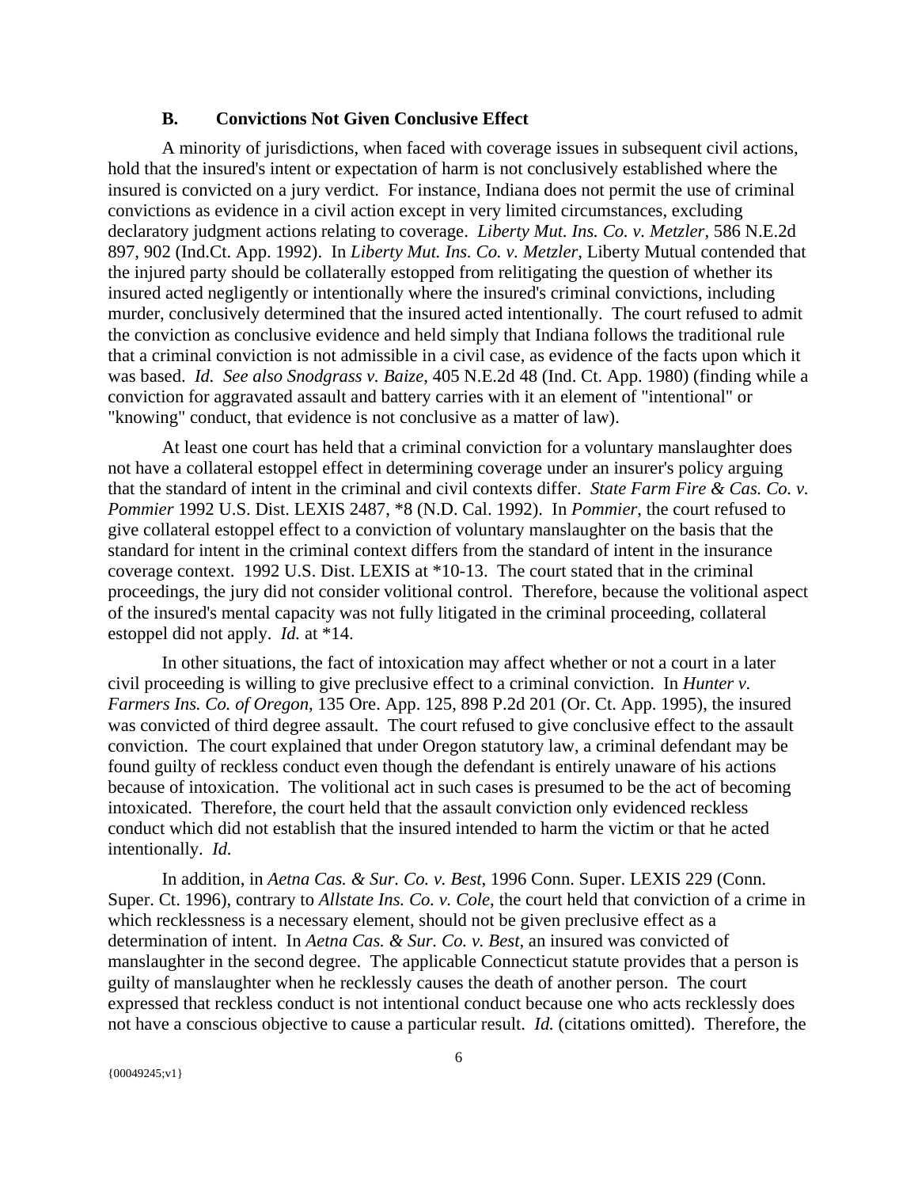### B. Convictions Not Given Conclusive Effect

A minority of jurisdictions, when faced with coverage issues in subsequent civil actions, hold that the insured's intent or expectation of harm is not conclusively established where the insured is convicted on a jury verdict. For instance, Indiana does not permit the use of criminal convictions as evidence in a civil action except in very limited circumstances, excluding declaratory judgment actions relating to coverage. *Liberty Mut. Ins. Co. v. Metzler*, 586 N.E.2d 897, 902 (Ind.Ct. App. 1992). In *Liberty Mut. Ins. Co. v. Metzler*, Liberty Mutual contended that the injured party should be collaterally estopped from relitigating the question of whether its insured acted negligently or intentionally where the insured's criminal convictions, including murder, conclusively determined that the insured acted intentionally. The court refused to admit the conviction as conclusive evidence and held simply that Indiana follows the traditional rule that a criminal conviction is not admissible in a civil case, as evidence of the facts upon which it was based. *Id. See also Snodgrass v. Baize*, 405 N.E.2d 48 (Ind. Ct. App. 1980) (finding while a conviction for aggravated assault and battery carries with it an element of "intentional" or "knowing" conduct, that evidence is not conclusive as a matter of law).

At least one court has held that a criminal conviction for a voluntary manslaughter does not have a collateral estoppel effect in determining coverage under an insurer's policy arguing that the standard of intent in the criminal and civil contexts differ. *State Farm Fire & Cas. Co. v. Pommier* 1992 U.S. Dist. LEXIS 2487, *8 (N.D. Cal. 1992). In *Pommier*, the court refused to give collateral estoppel effect to a conviction of voluntary manslaughter on the basis that the standard for intent in the criminal context differs from the standard of intent in the insurance coverage context. 1992 U.S. Dist. LEXIS at *10-13. The court stated that in the criminal proceedings, the jury did not consider volitional control. Therefore, because the volitional aspect of the insured's mental capacity was not fully litigated in the criminal proceeding, collateral estoppel did not apply. *Id.* at *14.

In other situations, the fact of intoxication may affect whether or not a court in a later civil proceeding is willing to give preclusive effect to a criminal conviction. In *Hunter v. Farmers Ins. Co. of Oregon*, 135 Ore. App. 125, 898 P.2d 201 (Or. Ct. App. 1995), the insured was convicted of third degree assault. The court refused to give conclusive effect to the assault conviction. The court explained that under Oregon statutory law, a criminal defendant may be found guilty of reckless conduct even though the defendant is entirely unaware of his actions because of intoxication. The volitional act in such cases is presumed to be the act of becoming intoxicated. Therefore, the court held that the assault conviction only evidenced reckless conduct which did not establish that the insured intended to harm the victim or that he acted intentionally. *Id.*

In addition, in *Aetna Cas. & Sur. Co. v. Best*, 1996 Conn. Super. LEXIS 229 (Conn. Super. Ct. 1996), contrary to *Allstate Ins. Co. v. Cole*, the court held that conviction of a crime in which recklessness is a necessary element, should not be given preclusive effect as a determination of intent. In *Aetna Cas. & Sur. Co. v. Best*, an insured was convicted of manslaughter in the second degree. The applicable Connecticut statute provides that a person is guilty of manslaughter when he recklessly causes the death of another person. The court expressed that reckless conduct is not intentional conduct because one who acts recklessly does not have a conscious objective to cause a particular result. *Id.* (citations omitted). Therefore, the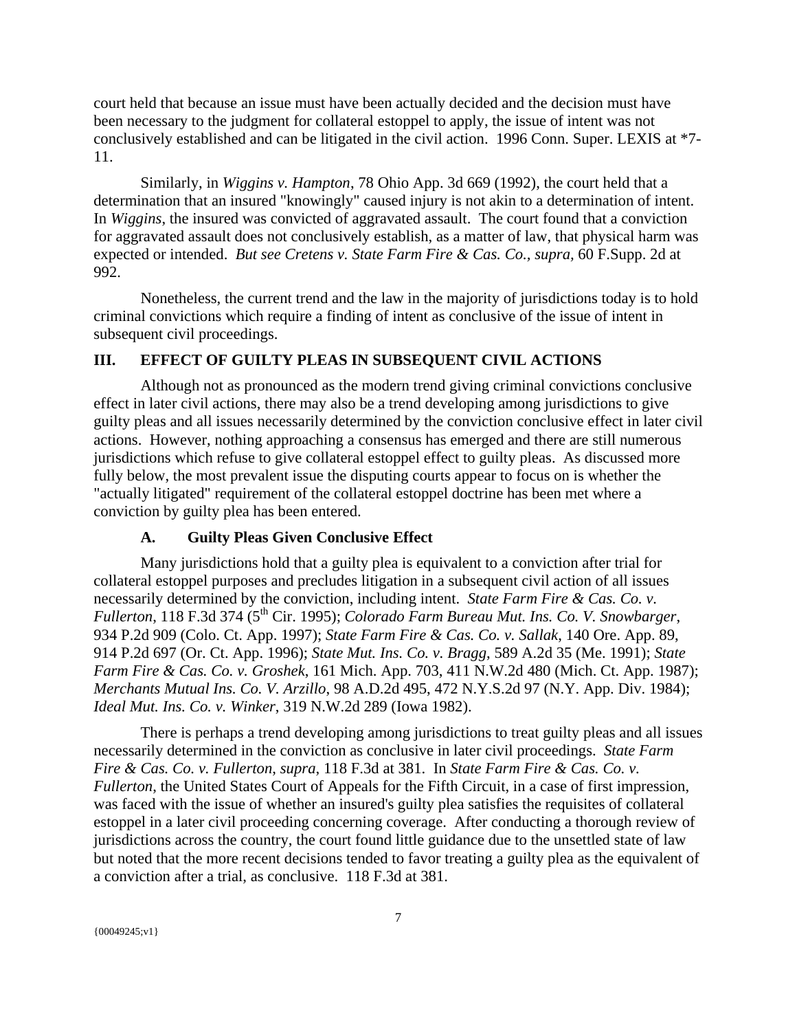court held that because an issue must have been actually decided and the decision must have been necessary to the judgment for collateral estoppel to apply, the issue of intent was not conclusively established and can be litigated in the civil action. 1996 Conn. Super. LEXIS at *7-11.

Similarly, in *Wiggins v. Hampton*, 78 Ohio App. 3d 669 (1992), the court held that a determination that an insured "knowingly" caused injury is not akin to a determination of intent. In *Wiggins*, the insured was convicted of aggravated assault. The court found that a conviction for aggravated assault does not conclusively establish, as a matter of law, that physical harm was expected or intended. *But see Cretens v. State Farm Fire & Cas. Co., supra,* 60 F.Supp. 2d at 992.

Nonetheless, the current trend and the law in the majority of jurisdictions today is to hold criminal convictions which require a finding of intent as conclusive of the issue of intent in subsequent civil proceedings.

## III. EFFECT OF GUILTY PLEAS IN SUBSEQUENT CIVIL ACTIONS

Although not as pronounced as the modern trend giving criminal convictions conclusive effect in later civil actions, there may also be a trend developing among jurisdictions to give guilty pleas and all issues necessarily determined by the conviction conclusive effect in later civil actions. However, nothing approaching a consensus has emerged and there are still numerous jurisdictions which refuse to give collateral estoppel effect to guilty pleas. As discussed more fully below, the most prevalent issue the disputing courts appear to focus on is whether the "actually litigated" requirement of the collateral estoppel doctrine has been met where a conviction by guilty plea has been entered.

### A. Guilty Pleas Given Conclusive Effect

Many jurisdictions hold that a guilty plea is equivalent to a conviction after trial for collateral estoppel purposes and precludes litigation in a subsequent civil action of all issues necessarily determined by the conviction, including intent. *State Farm Fire & Cas. Co. v. Fullerton*, 118 F.3d 374 (5th Cir. 1995); *Colorado Farm Bureau Mut. Ins. Co. V. Snowbarger*, 934 P.2d 909 (Colo. Ct. App. 1997); *State Farm Fire & Cas. Co. v. Sallak*, 140 Ore. App. 89, 914 P.2d 697 (Or. Ct. App. 1996); *State Mut. Ins. Co. v. Bragg*, 589 A.2d 35 (Me. 1991); *State Farm Fire & Cas. Co. v. Groshek*, 161 Mich. App. 703, 411 N.W.2d 480 (Mich. Ct. App. 1987); *Merchants Mutual Ins. Co. V. Arzillo*, 98 A.D.2d 495, 472 N.Y.S.2d 97 (N.Y. App. Div. 1984); *Ideal Mut. Ins. Co. v. Winker*, 319 N.W.2d 289 (Iowa 1982).

There is perhaps a trend developing among jurisdictions to treat guilty pleas and all issues necessarily determined in the conviction as conclusive in later civil proceedings. *State Farm Fire & Cas. Co. v. Fullerton*, *supra*, 118 F.3d at 381. In *State Farm Fire & Cas. Co. v. Fullerton*, the United States Court of Appeals for the Fifth Circuit, in a case of first impression, was faced with the issue of whether an insured's guilty plea satisfies the requisites of collateral estoppel in a later civil proceeding concerning coverage. After conducting a thorough review of jurisdictions across the country, the court found little guidance due to the unsettled state of law but noted that the more recent decisions tended to favor treating a guilty plea as the equivalent of a conviction after a trial, as conclusive. 118 F.3d at 381.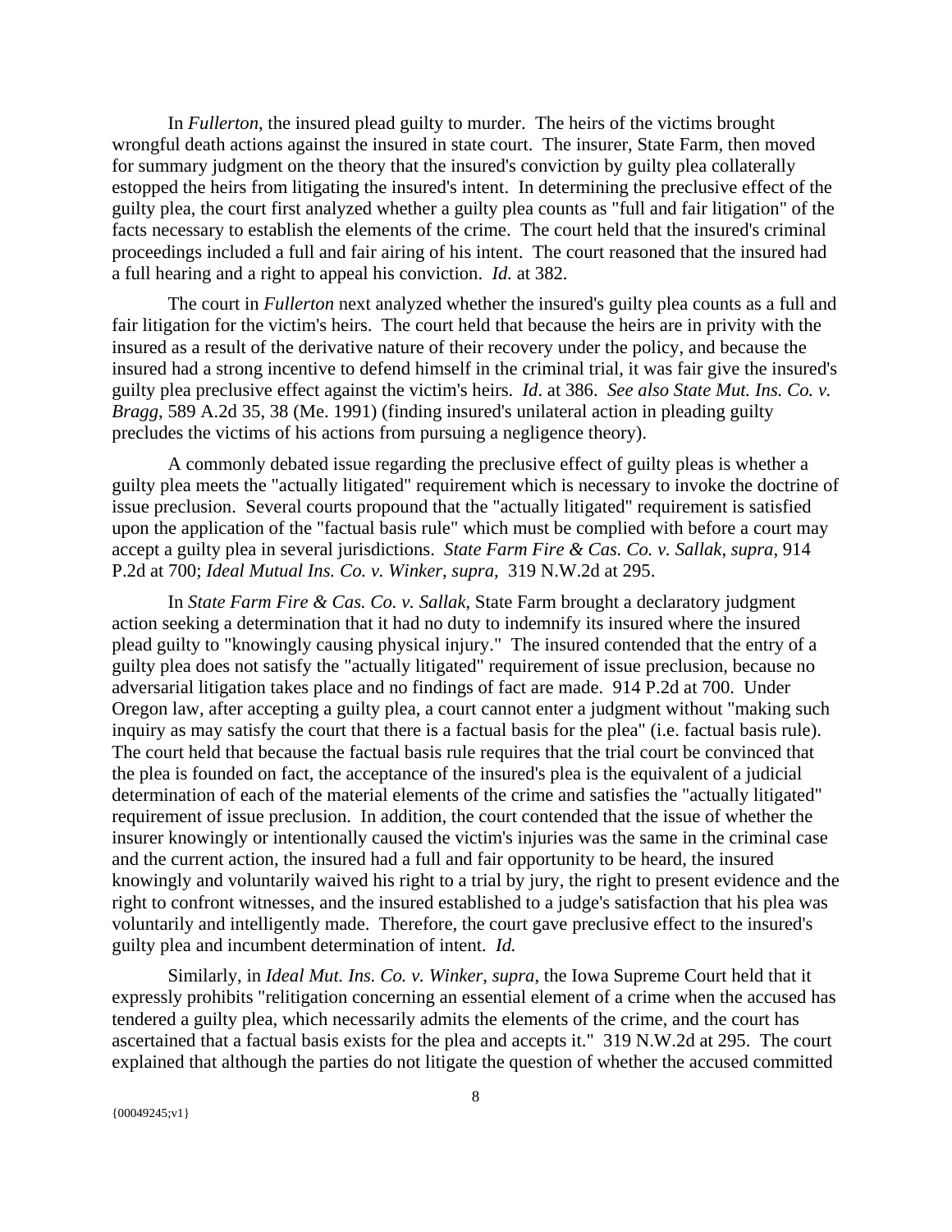In *Fullerton*, the insured plead guilty to murder. The heirs of the victims brought wrongful death actions against the insured in state court. The insurer, State Farm, then moved for summary judgment on the theory that the insured's conviction by guilty plea collaterally estopped the heirs from litigating the insured's intent. In determining the preclusive effect of the guilty plea, the court first analyzed whether a guilty plea counts as "full and fair litigation" of the facts necessary to establish the elements of the crime. The court held that the insured's criminal proceedings included a full and fair airing of his intent. The court reasoned that the insured had a full hearing and a right to appeal his conviction. *Id.* at 382.

The court in *Fullerton* next analyzed whether the insured's guilty plea counts as a full and fair litigation for the victim's heirs. The court held that because the heirs are in privity with the insured as a result of the derivative nature of their recovery under the policy, and because the insured had a strong incentive to defend himself in the criminal trial, it was fair give the insured's guilty plea preclusive effect against the victim's heirs. *Id*. at 386. *See also State Mut. Ins. Co. v. Bragg*, 589 A.2d 35, 38 (Me. 1991) (finding insured's unilateral action in pleading guilty precludes the victims of his actions from pursuing a negligence theory).

A commonly debated issue regarding the preclusive effect of guilty pleas is whether a guilty plea meets the "actually litigated" requirement which is necessary to invoke the doctrine of issue preclusion. Several courts propound that the "actually litigated" requirement is satisfied upon the application of the "factual basis rule" which must be complied with before a court may accept a guilty plea in several jurisdictions. *State Farm Fire & Cas. Co. v. Sallak*, *supra*, 914 P.2d at 700; *Ideal Mutual Ins. Co. v. Winker*, *supra*, 319 N.W.2d at 295.

In *State Farm Fire & Cas. Co. v. Sallak*, State Farm brought a declaratory judgment action seeking a determination that it had no duty to indemnify its insured where the insured plead guilty to "knowingly causing physical injury." The insured contended that the entry of a guilty plea does not satisfy the "actually litigated" requirement of issue preclusion, because no adversarial litigation takes place and no findings of fact are made. 914 P.2d at 700. Under Oregon law, after accepting a guilty plea, a court cannot enter a judgment without "making such inquiry as may satisfy the court that there is a factual basis for the plea" (i.e. factual basis rule). The court held that because the factual basis rule requires that the trial court be convinced that the plea is founded on fact, the acceptance of the insured's plea is the equivalent of a judicial determination of each of the material elements of the crime and satisfies the "actually litigated" requirement of issue preclusion. In addition, the court contended that the issue of whether the insurer knowingly or intentionally caused the victim's injuries was the same in the criminal case and the current action, the insured had a full and fair opportunity to be heard, the insured knowingly and voluntarily waived his right to a trial by jury, the right to present evidence and the right to confront witnesses, and the insured established to a judge's satisfaction that his plea was voluntarily and intelligently made. Therefore, the court gave preclusive effect to the insured's guilty plea and incumbent determination of intent. *Id.*

Similarly, in *Ideal Mut. Ins. Co. v. Winker*, *supra*, the Iowa Supreme Court held that it expressly prohibits "relitigation concerning an essential element of a crime when the accused has tendered a guilty plea, which necessarily admits the elements of the crime, and the court has ascertained that a factual basis exists for the plea and accepts it." 319 N.W.2d at 295. The court explained that although the parties do not litigate the question of whether the accused committed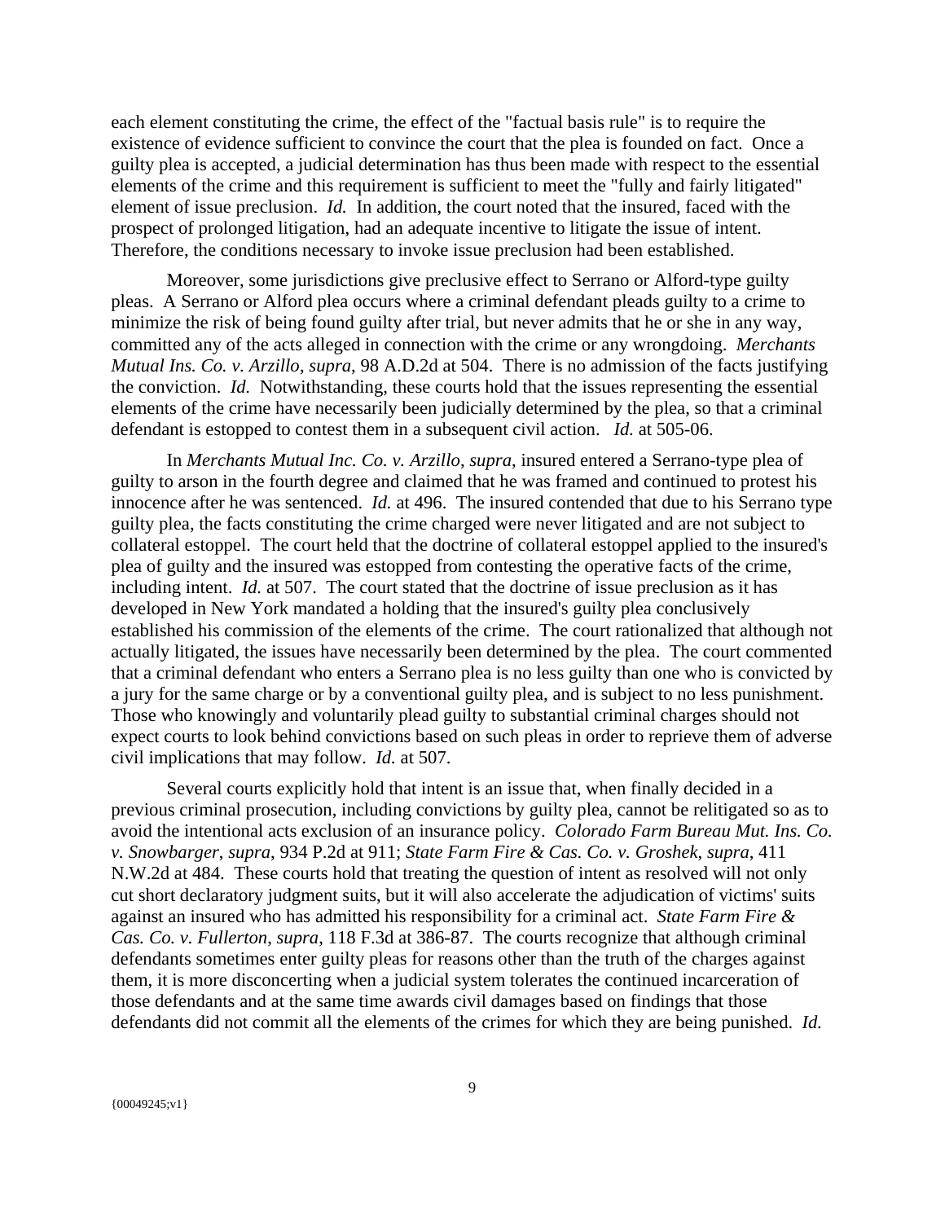each element constituting the crime, the effect of the "factual basis rule" is to require the existence of evidence sufficient to convince the court that the plea is founded on fact. Once a guilty plea is accepted, a judicial determination has thus been made with respect to the essential elements of the crime and this requirement is sufficient to meet the "fully and fairly litigated" element of issue preclusion. *Id.* In addition, the court noted that the insured, faced with the prospect of prolonged litigation, had an adequate incentive to litigate the issue of intent. Therefore, the conditions necessary to invoke issue preclusion had been established.

Moreover, some jurisdictions give preclusive effect to Serrano or Alford-type guilty pleas. A Serrano or Alford plea occurs where a criminal defendant pleads guilty to a crime to minimize the risk of being found guilty after trial, but never admits that he or she in any way, committed any of the acts alleged in connection with the crime or any wrongdoing. *Merchants Mutual Ins. Co. v. Arzillo*, *supra*, 98 A.D.2d at 504. There is no admission of the facts justifying the conviction. *Id.* Notwithstanding, these courts hold that the issues representing the essential elements of the crime have necessarily been judicially determined by the plea, so that a criminal defendant is estopped to contest them in a subsequent civil action. *Id.* at 505-06.

In *Merchants Mutual Inc. Co. v. Arzillo*, *supra*, insured entered a Serrano-type plea of guilty to arson in the fourth degree and claimed that he was framed and continued to protest his innocence after he was sentenced. *Id.* at 496. The insured contended that due to his Serrano type guilty plea, the facts constituting the crime charged were never litigated and are not subject to collateral estoppel. The court held that the doctrine of collateral estoppel applied to the insured's plea of guilty and the insured was estopped from contesting the operative facts of the crime, including intent. *Id.* at 507. The court stated that the doctrine of issue preclusion as it has developed in New York mandated a holding that the insured's guilty plea conclusively established his commission of the elements of the crime. The court rationalized that although not actually litigated, the issues have necessarily been determined by the plea. The court commented that a criminal defendant who enters a Serrano plea is no less guilty than one who is convicted by a jury for the same charge or by a conventional guilty plea, and is subject to no less punishment. Those who knowingly and voluntarily plead guilty to substantial criminal charges should not expect courts to look behind convictions based on such pleas in order to reprieve them of adverse civil implications that may follow. *Id.* at 507.

Several courts explicitly hold that intent is an issue that, when finally decided in a previous criminal prosecution, including convictions by guilty plea, cannot be relitigated so as to avoid the intentional acts exclusion of an insurance policy. *Colorado Farm Bureau Mut. Ins. Co. v. Snowbarger*, *supra*, 934 P.2d at 911; *State Farm Fire & Cas. Co. v. Groshek*, *supra*, 411 N.W.2d at 484. These courts hold that treating the question of intent as resolved will not only cut short declaratory judgment suits, but it will also accelerate the adjudication of victims' suits against an insured who has admitted his responsibility for a criminal act. *State Farm Fire & Cas. Co. v. Fullerton*, *supra*, 118 F.3d at 386-87. The courts recognize that although criminal defendants sometimes enter guilty pleas for reasons other than the truth of the charges against them, it is more disconcerting when a judicial system tolerates the continued incarceration of those defendants and at the same time awards civil damages based on findings that those defendants did not commit all the elements of the crimes for which they are being punished. *Id.*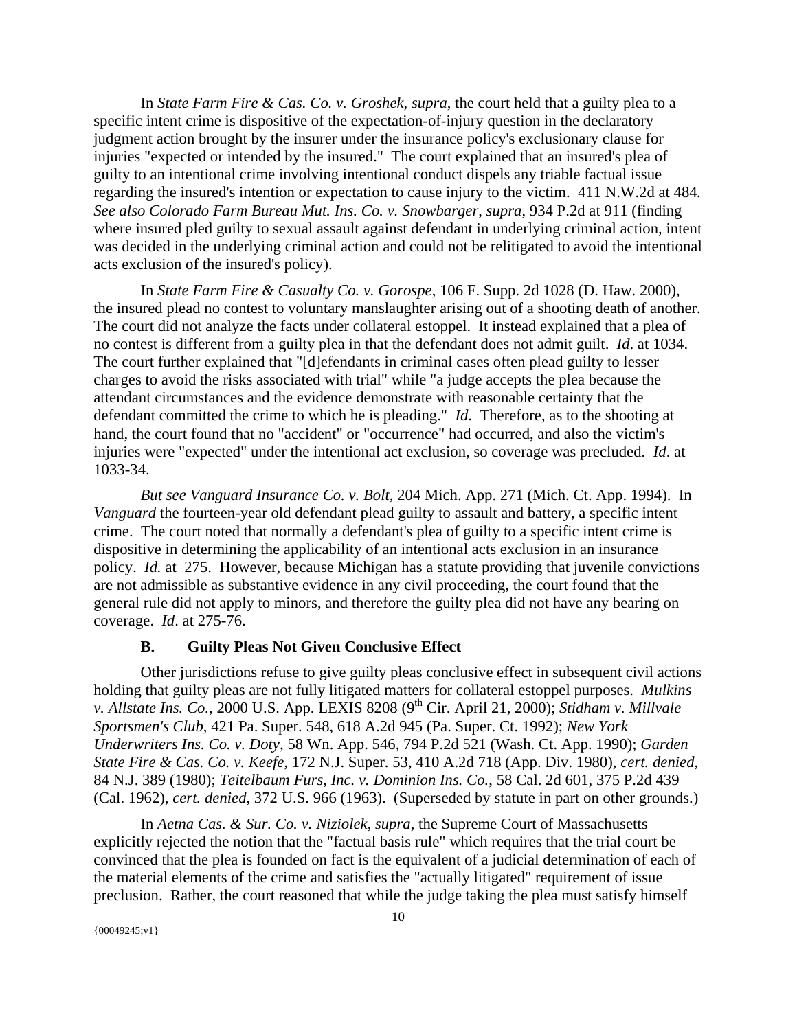In *State Farm Fire & Cas. Co. v. Groshek*, *supra*, the court held that a guilty plea to a specific intent crime is dispositive of the expectation-of-injury question in the declaratory judgment action brought by the insurer under the insurance policy's exclusionary clause for injuries "expected or intended by the insured." The court explained that an insured's plea of guilty to an intentional crime involving intentional conduct dispels any triable factual issue regarding the insured's intention or expectation to cause injury to the victim. 411 N.W.2d at 484. *See also Colorado Farm Bureau Mut. Ins. Co. v. Snowbarger*, *supra*, 934 P.2d at 911 (finding where insured pled guilty to sexual assault against defendant in underlying criminal action, intent was decided in the underlying criminal action and could not be relitigated to avoid the intentional acts exclusion of the insured's policy).

In *State Farm Fire & Casualty Co. v. Gorospe*, 106 F. Supp. 2d 1028 (D. Haw. 2000), the insured plead no contest to voluntary manslaughter arising out of a shooting death of another. The court did not analyze the facts under collateral estoppel. It instead explained that a plea of no contest is different from a guilty plea in that the defendant does not admit guilt. *Id*. at 1034. The court further explained that "[d]efendants in criminal cases often plead guilty to lesser charges to avoid the risks associated with trial" while "a judge accepts the plea because the attendant circumstances and the evidence demonstrate with reasonable certainty that the defendant committed the crime to which he is pleading." *Id*. Therefore, as to the shooting at hand, the court found that no "accident" or "occurrence" had occurred, and also the victim's injuries were "expected" under the intentional act exclusion, so coverage was precluded. *Id*. at 1033-34.

*But see Vanguard Insurance Co. v. Bolt*, 204 Mich. App. 271 (Mich. Ct. App. 1994). In *Vanguard* the fourteen-year old defendant plead guilty to assault and battery, a specific intent crime. The court noted that normally a defendant's plea of guilty to a specific intent crime is dispositive in determining the applicability of an intentional acts exclusion in an insurance policy. *Id.* at 275. However, because Michigan has a statute providing that juvenile convictions are not admissible as substantive evidence in any civil proceeding, the court found that the general rule did not apply to minors, and therefore the guilty plea did not have any bearing on coverage. *Id*. at 275-76.

### B. Guilty Pleas Not Given Conclusive Effect

Other jurisdictions refuse to give guilty pleas conclusive effect in subsequent civil actions holding that guilty pleas are not fully litigated matters for collateral estoppel purposes. *Mulkins v. Allstate Ins. Co.*, 2000 U.S. App. LEXIS 8208 (9th Cir. April 21, 2000); *Stidham v. Millvale Sportsmen's Club*, 421 Pa. Super. 548, 618 A.2d 945 (Pa. Super. Ct. 1992); *New York Underwriters Ins. Co. v. Doty*, 58 Wn. App. 546, 794 P.2d 521 (Wash. Ct. App. 1990); *Garden State Fire & Cas. Co. v. Keefe*, 172 N.J. Super. 53, 410 A.2d 718 (App. Div. 1980), *cert. denied*, 84 N.J. 389 (1980); *Teitelbaum Furs, Inc. v. Dominion Ins. Co.*, 58 Cal. 2d 601, 375 P.2d 439 (Cal. 1962), *cert. denied*, 372 U.S. 966 (1963). (Superseded by statute in part on other grounds.)

In *Aetna Cas. & Sur. Co. v. Niziolek*, *supra*, the Supreme Court of Massachusetts explicitly rejected the notion that the "factual basis rule" which requires that the trial court be convinced that the plea is founded on fact is the equivalent of a judicial determination of each of the material elements of the crime and satisfies the "actually litigated" requirement of issue preclusion. Rather, the court reasoned that while the judge taking the plea must satisfy himself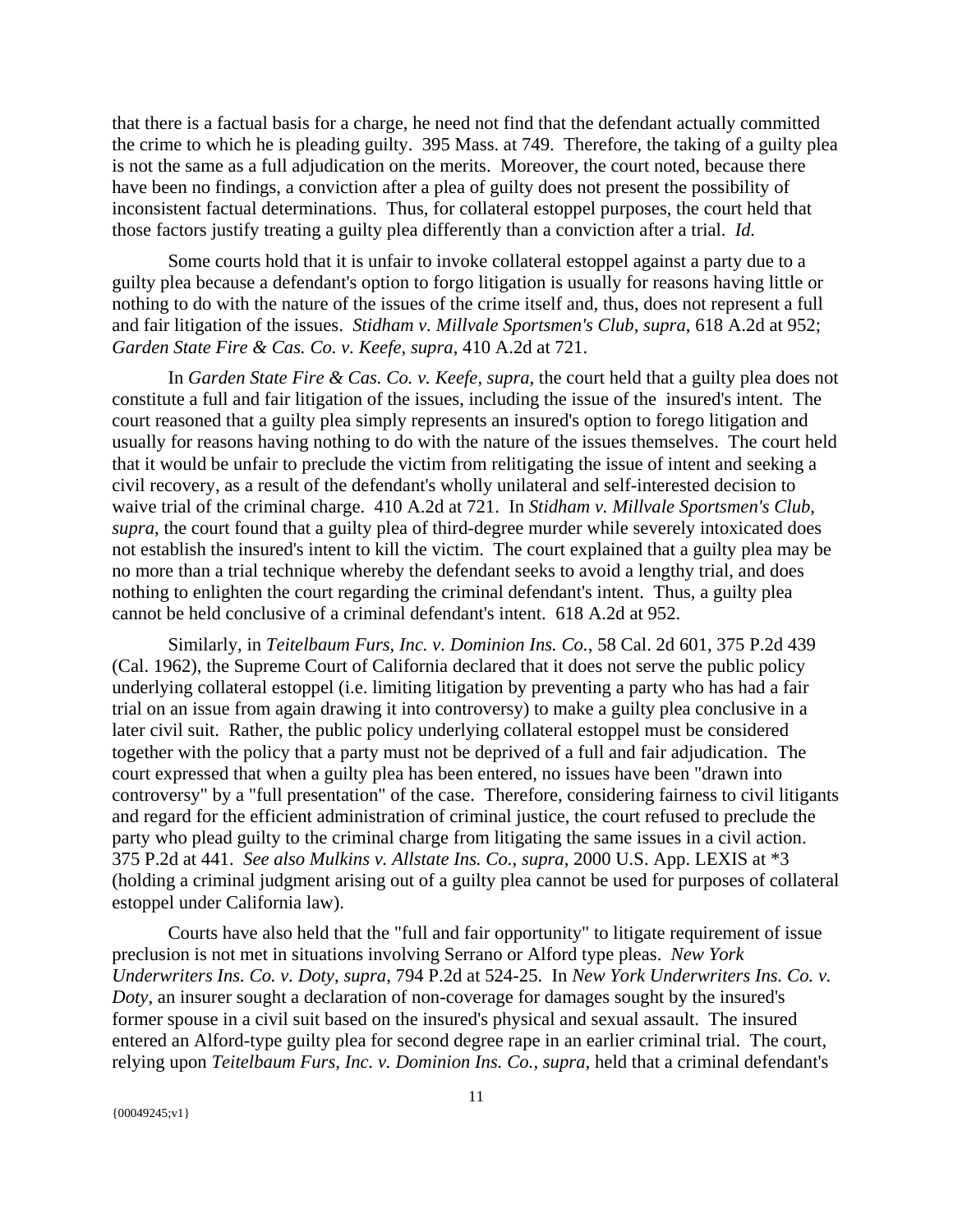that there is a factual basis for a charge, he need not find that the defendant actually committed the crime to which he is pleading guilty. 395 Mass. at 749. Therefore, the taking of a guilty plea is not the same as a full adjudication on the merits. Moreover, the court noted, because there have been no findings, a conviction after a plea of guilty does not present the possibility of inconsistent factual determinations. Thus, for collateral estoppel purposes, the court held that those factors justify treating a guilty plea differently than a conviction after a trial. *Id.*

Some courts hold that it is unfair to invoke collateral estoppel against a party due to a guilty plea because a defendant's option to forgo litigation is usually for reasons having little or nothing to do with the nature of the issues of the crime itself and, thus, does not represent a full and fair litigation of the issues. *Stidham v. Millvale Sportsmen's Club*, *supra*, 618 A.2d at 952; *Garden State Fire & Cas. Co. v. Keefe*, *supra*, 410 A.2d at 721.

In *Garden State Fire & Cas. Co. v. Keefe, supra*, the court held that a guilty plea does not constitute a full and fair litigation of the issues, including the issue of the insured's intent. The court reasoned that a guilty plea simply represents an insured's option to forego litigation and usually for reasons having nothing to do with the nature of the issues themselves. The court held that it would be unfair to preclude the victim from relitigating the issue of intent and seeking a civil recovery, as a result of the defendant's wholly unilateral and self-interested decision to waive trial of the criminal charge. 410 A.2d at 721. In *Stidham v. Millvale Sportsmen's Club*, *supra*, the court found that a guilty plea of third-degree murder while severely intoxicated does not establish the insured's intent to kill the victim. The court explained that a guilty plea may be no more than a trial technique whereby the defendant seeks to avoid a lengthy trial, and does nothing to enlighten the court regarding the criminal defendant's intent. Thus, a guilty plea cannot be held conclusive of a criminal defendant's intent. 618 A.2d at 952.

Similarly, in *Teitelbaum Furs, Inc. v. Dominion Ins. Co.*, 58 Cal. 2d 601, 375 P.2d 439 (Cal. 1962), the Supreme Court of California declared that it does not serve the public policy underlying collateral estoppel (i.e. limiting litigation by preventing a party who has had a fair trial on an issue from again drawing it into controversy) to make a guilty plea conclusive in a later civil suit. Rather, the public policy underlying collateral estoppel must be considered together with the policy that a party must not be deprived of a full and fair adjudication. The court expressed that when a guilty plea has been entered, no issues have been "drawn into controversy" by a "full presentation" of the case. Therefore, considering fairness to civil litigants and regard for the efficient administration of criminal justice, the court refused to preclude the party who plead guilty to the criminal charge from litigating the same issues in a civil action. 375 P.2d at 441. *See also Mulkins v. Allstate Ins. Co., supra*, 2000 U.S. App. LEXIS at *3 (holding a criminal judgment arising out of a guilty plea cannot be used for purposes of collateral estoppel under California law).

Courts have also held that the "full and fair opportunity" to litigate requirement of issue preclusion is not met in situations involving Serrano or Alford type pleas. *New York Underwriters Ins. Co. v. Doty*, *supra*, 794 P.2d at 524-25. In *New York Underwriters Ins. Co. v. Doty*, an insurer sought a declaration of non-coverage for damages sought by the insured's former spouse in a civil suit based on the insured's physical and sexual assault. The insured entered an Alford-type guilty plea for second degree rape in an earlier criminal trial. The court, relying upon *Teitelbaum Furs, Inc. v. Dominion Ins. Co.*, *supra*, held that a criminal defendant's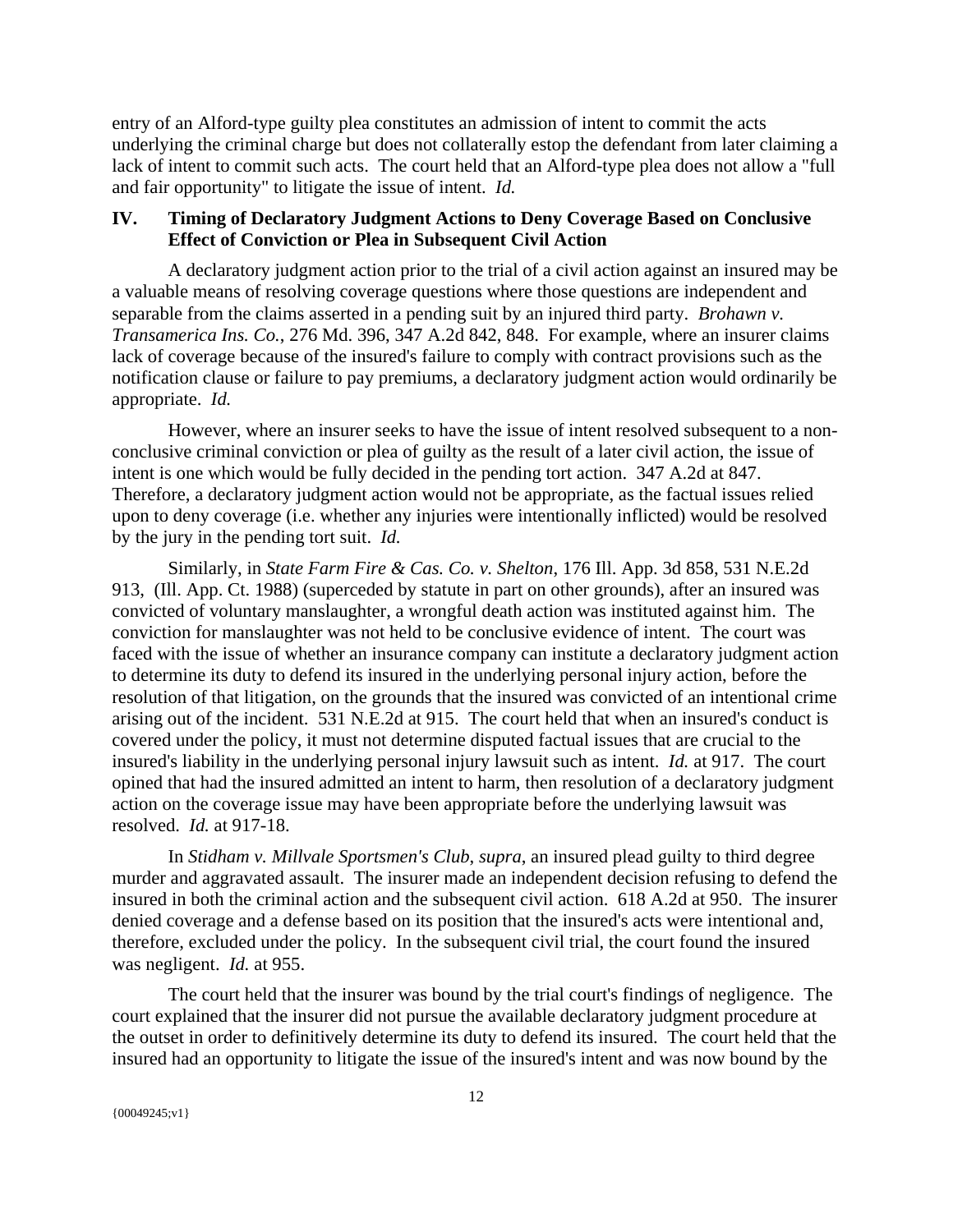entry of an Alford-type guilty plea constitutes an admission of intent to commit the acts underlying the criminal charge but does not collaterally estop the defendant from later claiming a lack of intent to commit such acts. The court held that an Alford-type plea does not allow a "full and fair opportunity" to litigate the issue of intent. *Id.*

## IV. Timing of Declaratory Judgment Actions to Deny Coverage Based on Conclusive Effect of Conviction or Plea in Subsequent Civil Action

A declaratory judgment action prior to the trial of a civil action against an insured may be a valuable means of resolving coverage questions where those questions are independent and separable from the claims asserted in a pending suit by an injured third party. *Brohawn v. Transamerica Ins. Co.*, 276 Md. 396, 347 A.2d 842, 848. For example, where an insurer claims lack of coverage because of the insured's failure to comply with contract provisions such as the notification clause or failure to pay premiums, a declaratory judgment action would ordinarily be appropriate. *Id.*

However, where an insurer seeks to have the issue of intent resolved subsequent to a non-conclusive criminal conviction or plea of guilty as the result of a later civil action, the issue of intent is one which would be fully decided in the pending tort action. 347 A.2d at 847. Therefore, a declaratory judgment action would not be appropriate, as the factual issues relied upon to deny coverage (i.e. whether any injuries were intentionally inflicted) would be resolved by the jury in the pending tort suit. *Id.*

Similarly, in *State Farm Fire & Cas. Co. v. Shelton*, 176 Ill. App. 3d 858, 531 N.E.2d 913, (Ill. App. Ct. 1988) (superceded by statute in part on other grounds), after an insured was convicted of voluntary manslaughter, a wrongful death action was instituted against him. The conviction for manslaughter was not held to be conclusive evidence of intent. The court was faced with the issue of whether an insurance company can institute a declaratory judgment action to determine its duty to defend its insured in the underlying personal injury action, before the resolution of that litigation, on the grounds that the insured was convicted of an intentional crime arising out of the incident. 531 N.E.2d at 915. The court held that when an insured's conduct is covered under the policy, it must not determine disputed factual issues that are crucial to the insured's liability in the underlying personal injury lawsuit such as intent. *Id.* at 917. The court opined that had the insured admitted an intent to harm, then resolution of a declaratory judgment action on the coverage issue may have been appropriate before the underlying lawsuit was resolved. *Id.* at 917-18.

In *Stidham v. Millvale Sportsmen's Club*, *supra*, an insured plead guilty to third degree murder and aggravated assault. The insurer made an independent decision refusing to defend the insured in both the criminal action and the subsequent civil action. 618 A.2d at 950. The insurer denied coverage and a defense based on its position that the insured's acts were intentional and, therefore, excluded under the policy. In the subsequent civil trial, the court found the insured was negligent. *Id.* at 955.

The court held that the insurer was bound by the trial court's findings of negligence. The court explained that the insurer did not pursue the available declaratory judgment procedure at the outset in order to definitively determine its duty to defend its insured. The court held that the insured had an opportunity to litigate the issue of the insured's intent and was now bound by the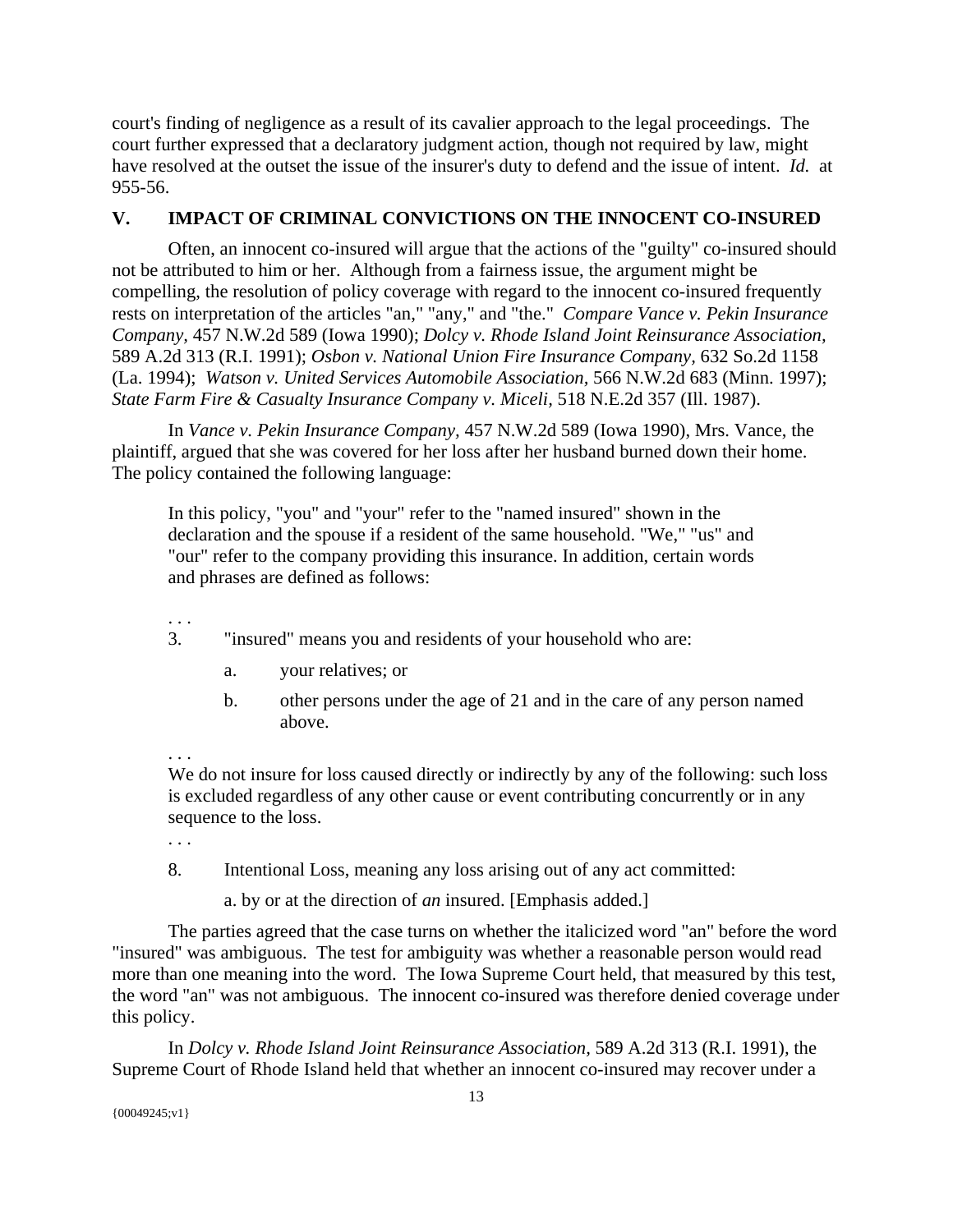court's finding of negligence as a result of its cavalier approach to the legal proceedings. The court further expressed that a declaratory judgment action, though not required by law, might have resolved at the outset the issue of the insurer's duty to defend and the issue of intent. *Id.* at 955-56.

## V. IMPACT OF CRIMINAL CONVICTIONS ON THE INNOCENT CO-INSURED

Often, an innocent co-insured will argue that the actions of the "guilty" co-insured should not be attributed to him or her. Although from a fairness issue, the argument might be compelling, the resolution of policy coverage with regard to the innocent co-insured frequently rests on interpretation of the articles "an," "any," and "the." *Compare Vance v. Pekin Insurance Company*, 457 N.W.2d 589 (Iowa 1990); *Dolcy v. Rhode Island Joint Reinsurance Association*, 589 A.2d 313 (R.I. 1991); *Osbon v. National Union Fire Insurance Company*, 632 So.2d 1158 (La. 1994); *Watson v. United Services Automobile Association*, 566 N.W.2d 683 (Minn. 1997); *State Farm Fire & Casualty Insurance Company v. Miceli*, 518 N.E.2d 357 (Ill. 1987).

In *Vance v. Pekin Insurance Company*, 457 N.W.2d 589 (Iowa 1990), Mrs. Vance, the plaintiff, argued that she was covered for her loss after her husband burned down their home. The policy contained the following language:

> In this policy, "you" and "your" refer to the "named insured" shown in the declaration and the spouse if a resident of the same household. "We," "us" and "our" refer to the company providing this insurance. In addition, certain words and phrases are defined as follows:
>
> . . .
>
> 3. "insured" means you and residents of your household who are:
>
>     a. your relatives; or
>
>     b. other persons under the age of 21 and in the care of any person named above.
>
> . . .
>
> We do not insure for loss caused directly or indirectly by any of the following: such loss is excluded regardless of any other cause or event contributing concurrently or in any sequence to the loss.
>
> . . .
>
> 8. Intentional Loss, meaning any loss arising out of any act committed:
>
>     a. by or at the direction of *an* insured. [Emphasis added.]

The parties agreed that the case turns on whether the italicized word "an" before the word "insured" was ambiguous. The test for ambiguity was whether a reasonable person would read more than one meaning into the word. The Iowa Supreme Court held, that measured by this test, the word "an" was not ambiguous. The innocent co-insured was therefore denied coverage under this policy.

In *Dolcy v. Rhode Island Joint Reinsurance Association*, 589 A.2d 313 (R.I. 1991), the Supreme Court of Rhode Island held that whether an innocent co-insured may recover under a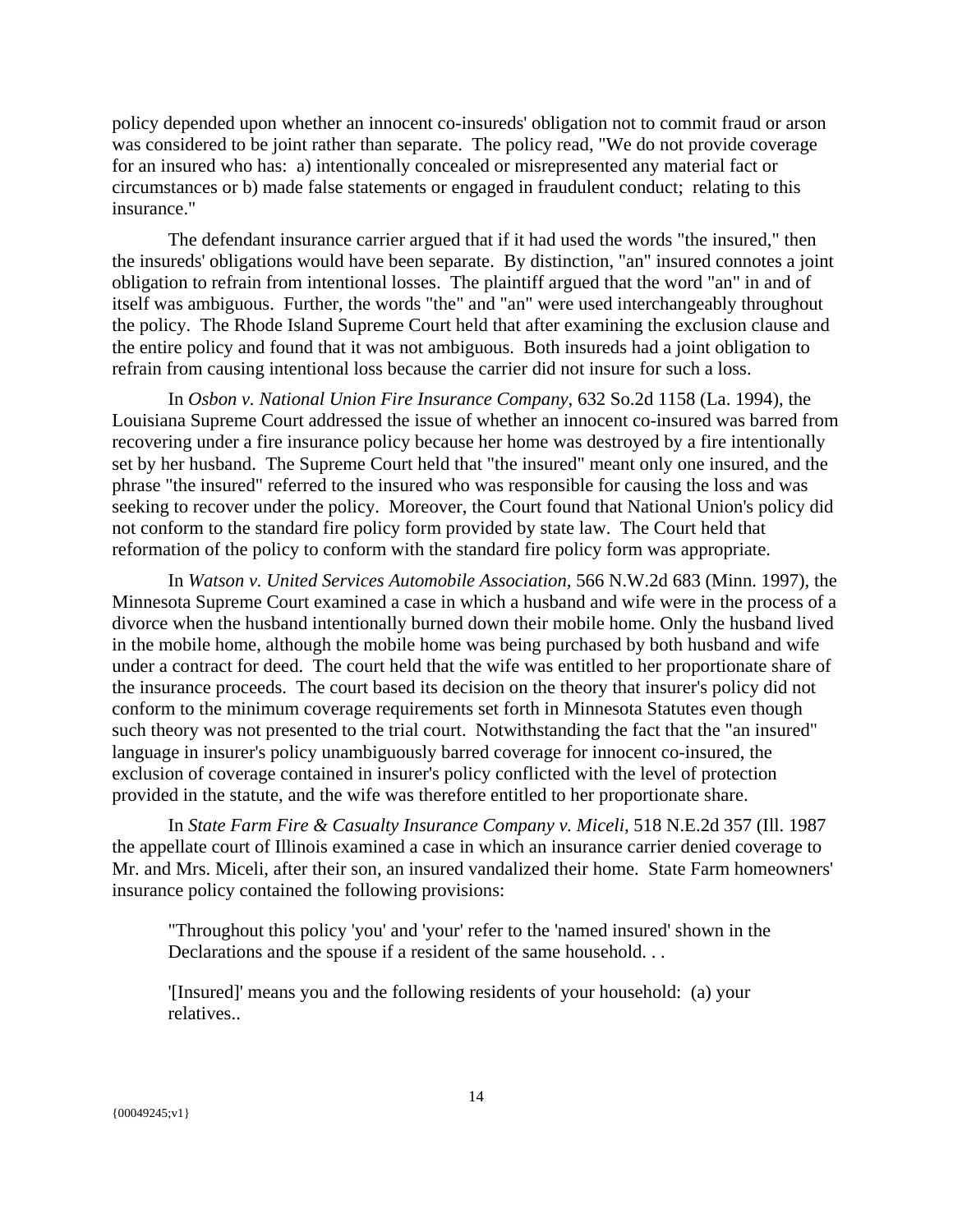policy depended upon whether an innocent co-insureds' obligation not to commit fraud or arson was considered to be joint rather than separate. The policy read, "We do not provide coverage for an insured who has: a) intentionally concealed or misrepresented any material fact or circumstances or b) made false statements or engaged in fraudulent conduct; relating to this insurance."

The defendant insurance carrier argued that if it had used the words "the insured," then the insureds' obligations would have been separate. By distinction, "an" insured connotes a joint obligation to refrain from intentional losses. The plaintiff argued that the word "an" in and of itself was ambiguous. Further, the words "the" and "an" were used interchangeably throughout the policy. The Rhode Island Supreme Court held that after examining the exclusion clause and the entire policy and found that it was not ambiguous. Both insureds had a joint obligation to refrain from causing intentional loss because the carrier did not insure for such a loss.

In *Osbon v. National Union Fire Insurance Company*, 632 So.2d 1158 (La. 1994), the Louisiana Supreme Court addressed the issue of whether an innocent co-insured was barred from recovering under a fire insurance policy because her home was destroyed by a fire intentionally set by her husband. The Supreme Court held that "the insured" meant only one insured, and the phrase "the insured" referred to the insured who was responsible for causing the loss and was seeking to recover under the policy. Moreover, the Court found that National Union's policy did not conform to the standard fire policy form provided by state law. The Court held that reformation of the policy to conform with the standard fire policy form was appropriate.

In *Watson v. United Services Automobile Association*, 566 N.W.2d 683 (Minn. 1997), the Minnesota Supreme Court examined a case in which a husband and wife were in the process of a divorce when the husband intentionally burned down their mobile home. Only the husband lived in the mobile home, although the mobile home was being purchased by both husband and wife under a contract for deed. The court held that the wife was entitled to her proportionate share of the insurance proceeds. The court based its decision on the theory that insurer's policy did not conform to the minimum coverage requirements set forth in Minnesota Statutes even though such theory was not presented to the trial court. Notwithstanding the fact that the "an insured" language in insurer's policy unambiguously barred coverage for innocent co-insured, the exclusion of coverage contained in insurer's policy conflicted with the level of protection provided in the statute, and the wife was therefore entitled to her proportionate share.

In *State Farm Fire & Casualty Insurance Company v. Miceli*, 518 N.E.2d 357 (Ill. 1987 the appellate court of Illinois examined a case in which an insurance carrier denied coverage to Mr. and Mrs. Miceli, after their son, an insured vandalized their home. State Farm homeowners' insurance policy contained the following provisions:

> "Throughout this policy 'you' and 'your' refer to the 'named insured' shown in the Declarations and the spouse if a resident of the same household. . .
>
> '[Insured]' means you and the following residents of your household: (a) your relatives..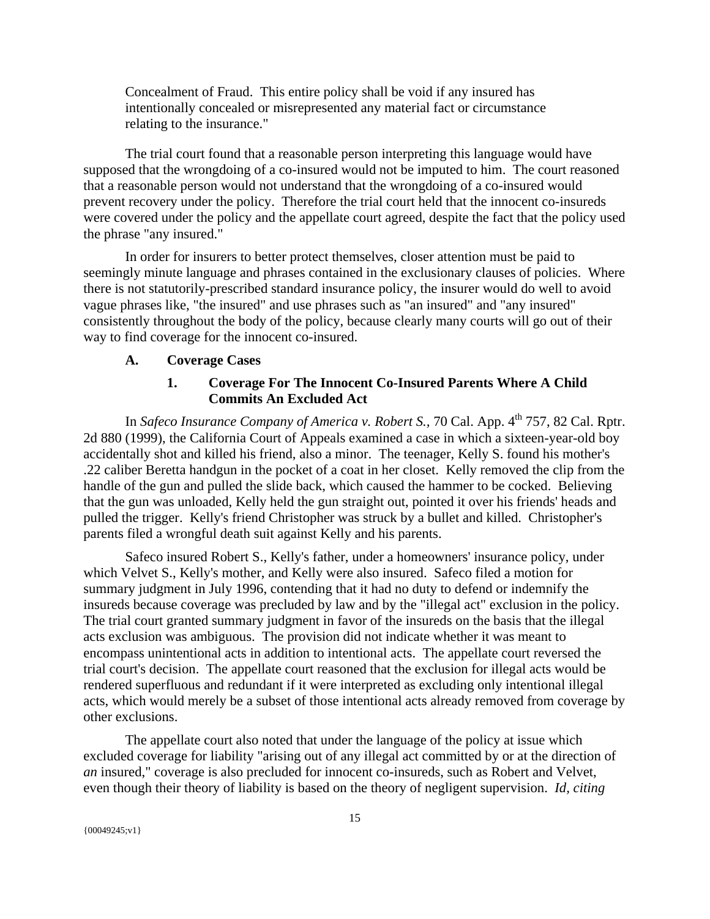Concealment of Fraud. This entire policy shall be void if any insured has intentionally concealed or misrepresented any material fact or circumstance relating to the insurance."

The trial court found that a reasonable person interpreting this language would have supposed that the wrongdoing of a co-insured would not be imputed to him. The court reasoned that a reasonable person would not understand that the wrongdoing of a co-insured would prevent recovery under the policy. Therefore the trial court held that the innocent co-insureds were covered under the policy and the appellate court agreed, despite the fact that the policy used the phrase "any insured."

In order for insurers to better protect themselves, closer attention must be paid to seemingly minute language and phrases contained in the exclusionary clauses of policies. Where there is not statutorily-prescribed standard insurance policy, the insurer would do well to avoid vague phrases like, "the insured" and use phrases such as "an insured" and "any insured" consistently throughout the body of the policy, because clearly many courts will go out of their way to find coverage for the innocent co-insured.

### A. Coverage Cases

#### 1. Coverage For The Innocent Co-Insured Parents Where A Child Commits An Excluded Act

In *Safeco Insurance Company of America v. Robert S.*, 70 Cal. App. 4th 757, 82 Cal. Rptr. 2d 880 (1999), the California Court of Appeals examined a case in which a sixteen-year-old boy accidentally shot and killed his friend, also a minor. The teenager, Kelly S. found his mother's .22 caliber Beretta handgun in the pocket of a coat in her closet. Kelly removed the clip from the handle of the gun and pulled the slide back, which caused the hammer to be cocked. Believing that the gun was unloaded, Kelly held the gun straight out, pointed it over his friends' heads and pulled the trigger. Kelly's friend Christopher was struck by a bullet and killed. Christopher's parents filed a wrongful death suit against Kelly and his parents.

Safeco insured Robert S., Kelly's father, under a homeowners' insurance policy, under which Velvet S., Kelly's mother, and Kelly were also insured. Safeco filed a motion for summary judgment in July 1996, contending that it had no duty to defend or indemnify the insureds because coverage was precluded by law and by the "illegal act" exclusion in the policy. The trial court granted summary judgment in favor of the insureds on the basis that the illegal acts exclusion was ambiguous. The provision did not indicate whether it was meant to encompass unintentional acts in addition to intentional acts. The appellate court reversed the trial court's decision. The appellate court reasoned that the exclusion for illegal acts would be rendered superfluous and redundant if it were interpreted as excluding only intentional illegal acts, which would merely be a subset of those intentional acts already removed from coverage by other exclusions.

The appellate court also noted that under the language of the policy at issue which excluded coverage for liability "arising out of any illegal act committed by or at the direction of *an* insured," coverage is also precluded for innocent co-insureds, such as Robert and Velvet, even though their theory of liability is based on the theory of negligent supervision. *Id, citing*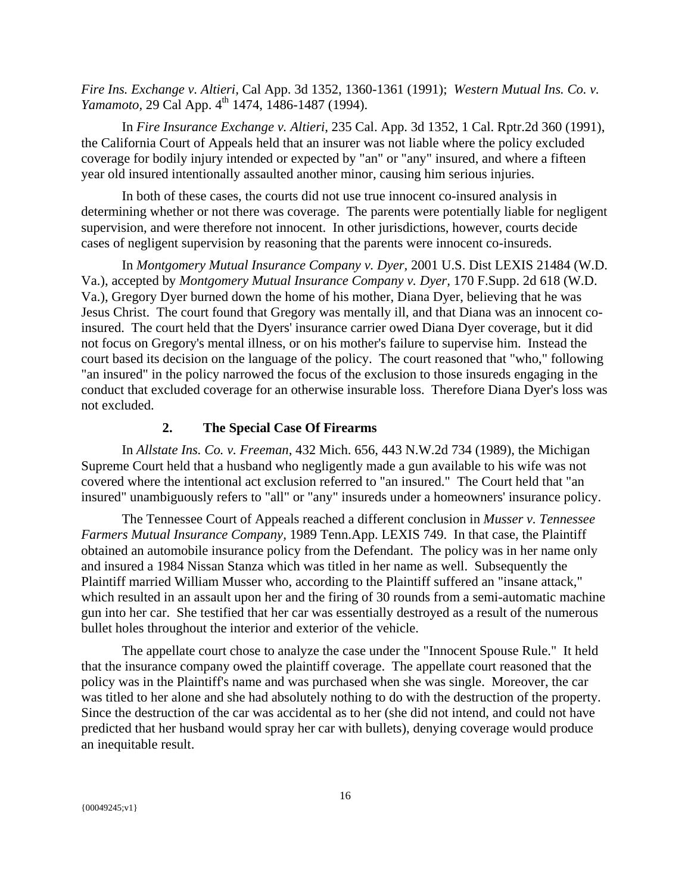*Fire Ins. Exchange v. Altieri*, Cal App. 3d 1352, 1360-1361 (1991); *Western Mutual Ins. Co. v. Yamamoto*, 29 Cal App. 4th 1474, 1486-1487 (1994).

In *Fire Insurance Exchange v. Altieri*, 235 Cal. App. 3d 1352, 1 Cal. Rptr.2d 360 (1991), the California Court of Appeals held that an insurer was not liable where the policy excluded coverage for bodily injury intended or expected by "an" or "any" insured, and where a fifteen year old insured intentionally assaulted another minor, causing him serious injuries.

In both of these cases, the courts did not use true innocent co-insured analysis in determining whether or not there was coverage. The parents were potentially liable for negligent supervision, and were therefore not innocent. In other jurisdictions, however, courts decide cases of negligent supervision by reasoning that the parents were innocent co-insureds.

In *Montgomery Mutual Insurance Company v. Dyer,* 2001 U.S. Dist LEXIS 21484 (W.D. Va.), accepted by *Montgomery Mutual Insurance Company v. Dyer*, 170 F.Supp. 2d 618 (W.D. Va.), Gregory Dyer burned down the home of his mother, Diana Dyer, believing that he was Jesus Christ. The court found that Gregory was mentally ill, and that Diana was an innocent co-insured. The court held that the Dyers' insurance carrier owed Diana Dyer coverage, but it did not focus on Gregory's mental illness, or on his mother's failure to supervise him. Instead the court based its decision on the language of the policy. The court reasoned that "who," following "an insured" in the policy narrowed the focus of the exclusion to those insureds engaging in the conduct that excluded coverage for an otherwise insurable loss. Therefore Diana Dyer's loss was not excluded.

### 2. The Special Case Of Firearms

In *Allstate Ins. Co. v. Freeman*, 432 Mich. 656, 443 N.W.2d 734 (1989), the Michigan Supreme Court held that a husband who negligently made a gun available to his wife was not covered where the intentional act exclusion referred to "an insured." The Court held that "an insured" unambiguously refers to "all" or "any" insureds under a homeowners' insurance policy.

The Tennessee Court of Appeals reached a different conclusion in *Musser v. Tennessee Farmers Mutual Insurance Company,* 1989 Tenn.App. LEXIS 749. In that case, the Plaintiff obtained an automobile insurance policy from the Defendant. The policy was in her name only and insured a 1984 Nissan Stanza which was titled in her name as well. Subsequently the Plaintiff married William Musser who, according to the Plaintiff suffered an "insane attack," which resulted in an assault upon her and the firing of 30 rounds from a semi-automatic machine gun into her car. She testified that her car was essentially destroyed as a result of the numerous bullet holes throughout the interior and exterior of the vehicle.

The appellate court chose to analyze the case under the "Innocent Spouse Rule." It held that the insurance company owed the plaintiff coverage. The appellate court reasoned that the policy was in the Plaintiff's name and was purchased when she was single. Moreover, the car was titled to her alone and she had absolutely nothing to do with the destruction of the property. Since the destruction of the car was accidental as to her (she did not intend, and could not have predicted that her husband would spray her car with bullets), denying coverage would produce an inequitable result.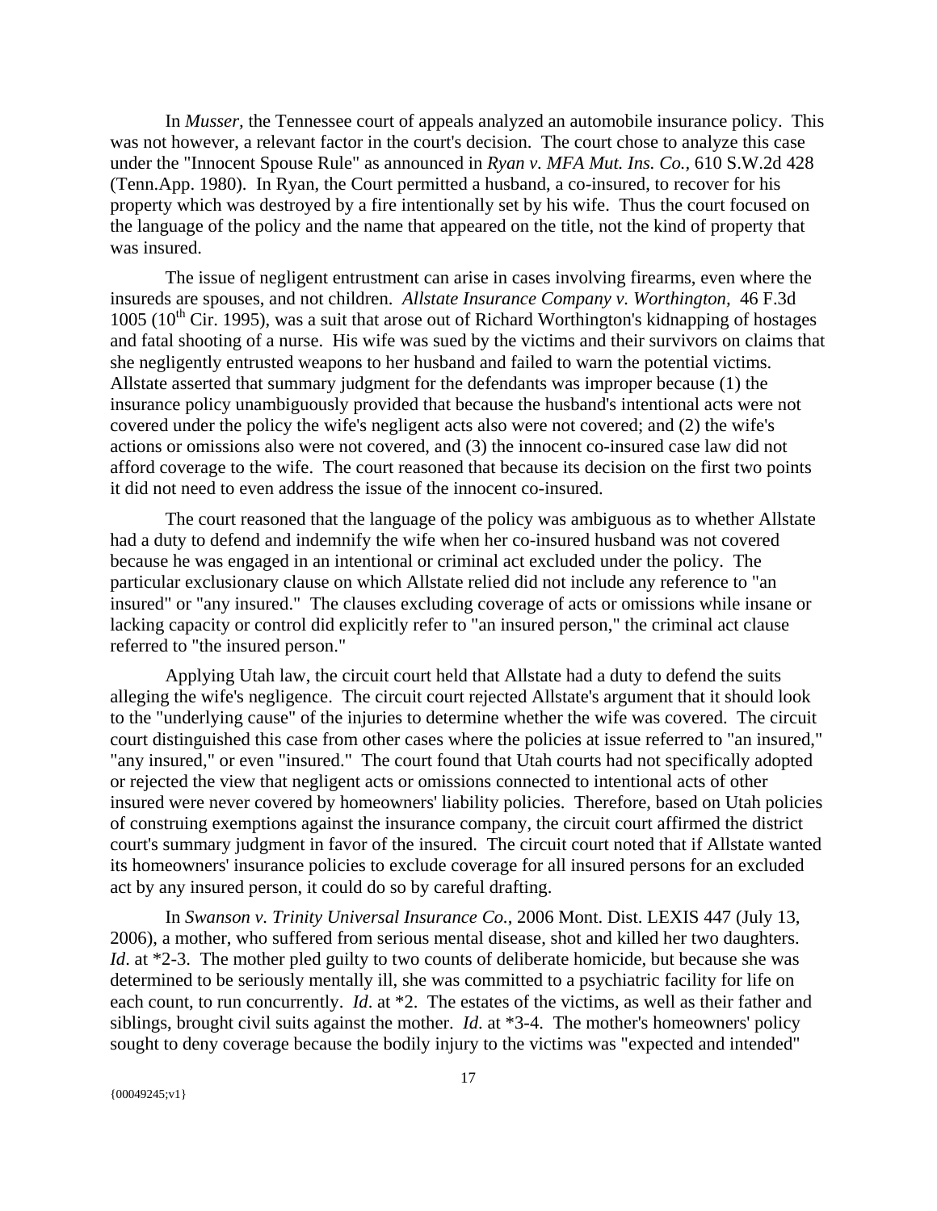In *Musser*, the Tennessee court of appeals analyzed an automobile insurance policy. This was not however, a relevant factor in the court's decision. The court chose to analyze this case under the "Innocent Spouse Rule" as announced in *Ryan v. MFA Mut. Ins. Co.*, 610 S.W.2d 428 (Tenn.App. 1980). In Ryan, the Court permitted a husband, a co-insured, to recover for his property which was destroyed by a fire intentionally set by his wife. Thus the court focused on the language of the policy and the name that appeared on the title, not the kind of property that was insured.

The issue of negligent entrustment can arise in cases involving firearms, even where the insureds are spouses, and not children. *Allstate Insurance Company v. Worthington*, 46 F.3d 1005 (10th Cir. 1995), was a suit that arose out of Richard Worthington's kidnapping of hostages and fatal shooting of a nurse. His wife was sued by the victims and their survivors on claims that she negligently entrusted weapons to her husband and failed to warn the potential victims. Allstate asserted that summary judgment for the defendants was improper because (1) the insurance policy unambiguously provided that because the husband's intentional acts were not covered under the policy the wife's negligent acts also were not covered; and (2) the wife's actions or omissions also were not covered, and (3) the innocent co-insured case law did not afford coverage to the wife. The court reasoned that because its decision on the first two points it did not need to even address the issue of the innocent co-insured.

The court reasoned that the language of the policy was ambiguous as to whether Allstate had a duty to defend and indemnify the wife when her co-insured husband was not covered because he was engaged in an intentional or criminal act excluded under the policy. The particular exclusionary clause on which Allstate relied did not include any reference to "an insured" or "any insured." The clauses excluding coverage of acts or omissions while insane or lacking capacity or control did explicitly refer to "an insured person," the criminal act clause referred to "the insured person."

Applying Utah law, the circuit court held that Allstate had a duty to defend the suits alleging the wife's negligence. The circuit court rejected Allstate's argument that it should look to the "underlying cause" of the injuries to determine whether the wife was covered. The circuit court distinguished this case from other cases where the policies at issue referred to "an insured," "any insured," or even "insured." The court found that Utah courts had not specifically adopted or rejected the view that negligent acts or omissions connected to intentional acts of other insured were never covered by homeowners' liability policies. Therefore, based on Utah policies of construing exemptions against the insurance company, the circuit court affirmed the district court's summary judgment in favor of the insured. The circuit court noted that if Allstate wanted its homeowners' insurance policies to exclude coverage for all insured persons for an excluded act by any insured person, it could do so by careful drafting.

In *Swanson v. Trinity Universal Insurance Co.*, 2006 Mont. Dist. LEXIS 447 (July 13, 2006), a mother, who suffered from serious mental disease, shot and killed her two daughters. *Id*. at *2-3. The mother pled guilty to two counts of deliberate homicide, but because she was determined to be seriously mentally ill, she was committed to a psychiatric facility for life on each count, to run concurrently. *Id*. at *2. The estates of the victims, as well as their father and siblings, brought civil suits against the mother. *Id*. at *3-4. The mother's homeowners' policy sought to deny coverage because the bodily injury to the victims was "expected and intended"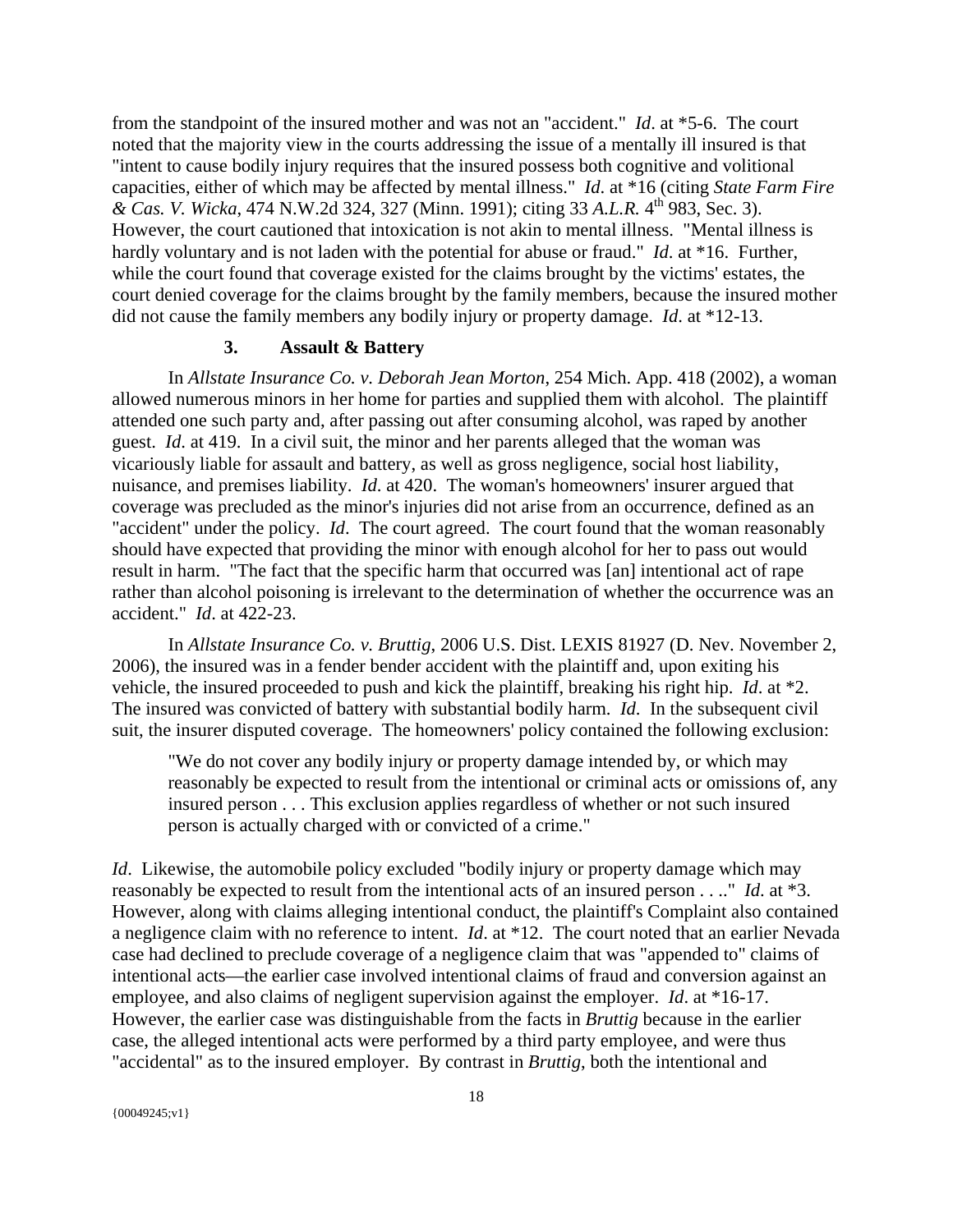from the standpoint of the insured mother and was not an "accident." *Id*. at *5-6. The court noted that the majority view in the courts addressing the issue of a mentally ill insured is that "intent to cause bodily injury requires that the insured possess both cognitive and volitional capacities, either of which may be affected by mental illness." *Id*. at *16 (citing *State Farm Fire & Cas. V. Wicka*, 474 N.W.2d 324, 327 (Minn. 1991); citing 33 *A.L.R.* 4th 983, Sec. 3). However, the court cautioned that intoxication is not akin to mental illness. "Mental illness is hardly voluntary and is not laden with the potential for abuse or fraud." *Id*. at *16. Further, while the court found that coverage existed for the claims brought by the victims' estates, the court denied coverage for the claims brought by the family members, because the insured mother did not cause the family members any bodily injury or property damage. *Id*. at *12-13.

### 3. Assault & Battery

In *Allstate Insurance Co. v. Deborah Jean Morton*, 254 Mich. App. 418 (2002), a woman allowed numerous minors in her home for parties and supplied them with alcohol. The plaintiff attended one such party and, after passing out after consuming alcohol, was raped by another guest. *Id*. at 419. In a civil suit, the minor and her parents alleged that the woman was vicariously liable for assault and battery, as well as gross negligence, social host liability, nuisance, and premises liability. *Id*. at 420. The woman's homeowners' insurer argued that coverage was precluded as the minor's injuries did not arise from an occurrence, defined as an "accident" under the policy. *Id*. The court agreed. The court found that the woman reasonably should have expected that providing the minor with enough alcohol for her to pass out would result in harm. "The fact that the specific harm that occurred was [an] intentional act of rape rather than alcohol poisoning is irrelevant to the determination of whether the occurrence was an accident." *Id*. at 422-23.

In *Allstate Insurance Co. v. Bruttig*, 2006 U.S. Dist. LEXIS 81927 (D. Nev. November 2, 2006), the insured was in a fender bender accident with the plaintiff and, upon exiting his vehicle, the insured proceeded to push and kick the plaintiff, breaking his right hip. *Id*. at *2. The insured was convicted of battery with substantial bodily harm. *Id*. In the subsequent civil suit, the insurer disputed coverage. The homeowners' policy contained the following exclusion:

> "We do not cover any bodily injury or property damage intended by, or which may reasonably be expected to result from the intentional or criminal acts or omissions of, any insured person . . . This exclusion applies regardless of whether or not such insured person is actually charged with or convicted of a crime."

*Id*. Likewise, the automobile policy excluded "bodily injury or property damage which may reasonably be expected to result from the intentional acts of an insured person . . .." *Id*. at *3. However, along with claims alleging intentional conduct, the plaintiff's Complaint also contained a negligence claim with no reference to intent. *Id*. at *12. The court noted that an earlier Nevada case had declined to preclude coverage of a negligence claim that was "appended to" claims of intentional acts—the earlier case involved intentional claims of fraud and conversion against an employee, and also claims of negligent supervision against the employer. *Id*. at *16-17. However, the earlier case was distinguishable from the facts in *Bruttig* because in the earlier case, the alleged intentional acts were performed by a third party employee, and were thus "accidental" as to the insured employer. By contrast in *Bruttig*, both the intentional and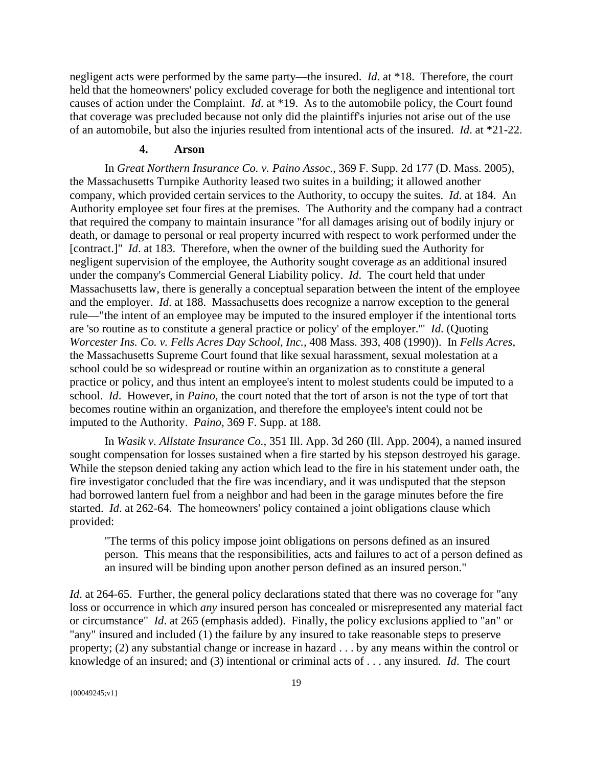negligent acts were performed by the same party—the insured. *Id*. at *18. Therefore, the court held that the homeowners' policy excluded coverage for both the negligence and intentional tort causes of action under the Complaint. *Id*. at *19. As to the automobile policy, the Court found that coverage was precluded because not only did the plaintiff's injuries not arise out of the use of an automobile, but also the injuries resulted from intentional acts of the insured. *Id*. at *21-22.

### 4. Arson

In *Great Northern Insurance Co. v. Paino Assoc.*, 369 F. Supp. 2d 177 (D. Mass. 2005), the Massachusetts Turnpike Authority leased two suites in a building; it allowed another company, which provided certain services to the Authority, to occupy the suites. *Id*. at 184. An Authority employee set four fires at the premises. The Authority and the company had a contract that required the company to maintain insurance "for all damages arising out of bodily injury or death, or damage to personal or real property incurred with respect to work performed under the [contract.]" *Id*. at 183. Therefore, when the owner of the building sued the Authority for negligent supervision of the employee, the Authority sought coverage as an additional insured under the company's Commercial General Liability policy. *Id*. The court held that under Massachusetts law, there is generally a conceptual separation between the intent of the employee and the employer. *Id*. at 188. Massachusetts does recognize a narrow exception to the general rule—"the intent of an employee may be imputed to the insured employer if the intentional torts are 'so routine as to constitute a general practice or policy' of the employer.'" *Id*. (Quoting *Worcester Ins. Co. v. Fells Acres Day School, Inc.,* 408 Mass. 393, 408 (1990)). In *Fells Acres*, the Massachusetts Supreme Court found that like sexual harassment, sexual molestation at a school could be so widespread or routine within an organization as to constitute a general practice or policy, and thus intent an employee's intent to molest students could be imputed to a school. *Id*. However, in *Paino*, the court noted that the tort of arson is not the type of tort that becomes routine within an organization, and therefore the employee's intent could not be imputed to the Authority. *Paino*, 369 F. Supp. at 188.

In *Wasik v. Allstate Insurance Co.*, 351 Ill. App. 3d 260 (Ill. App. 2004), a named insured sought compensation for losses sustained when a fire started by his stepson destroyed his garage. While the stepson denied taking any action which lead to the fire in his statement under oath, the fire investigator concluded that the fire was incendiary, and it was undisputed that the stepson had borrowed lantern fuel from a neighbor and had been in the garage minutes before the fire started. *Id*. at 262-64. The homeowners' policy contained a joint obligations clause which provided:

> "The terms of this policy impose joint obligations on persons defined as an insured person. This means that the responsibilities, acts and failures to act of a person defined as an insured will be binding upon another person defined as an insured person."

*Id*. at 264-65. Further, the general policy declarations stated that there was no coverage for "any loss or occurrence in which *any* insured person has concealed or misrepresented any material fact or circumstance" *Id*. at 265 (emphasis added). Finally, the policy exclusions applied to "an" or "any" insured and included (1) the failure by any insured to take reasonable steps to preserve property; (2) any substantial change or increase in hazard . . . by any means within the control or knowledge of an insured; and (3) intentional or criminal acts of . . . any insured. *Id*. The court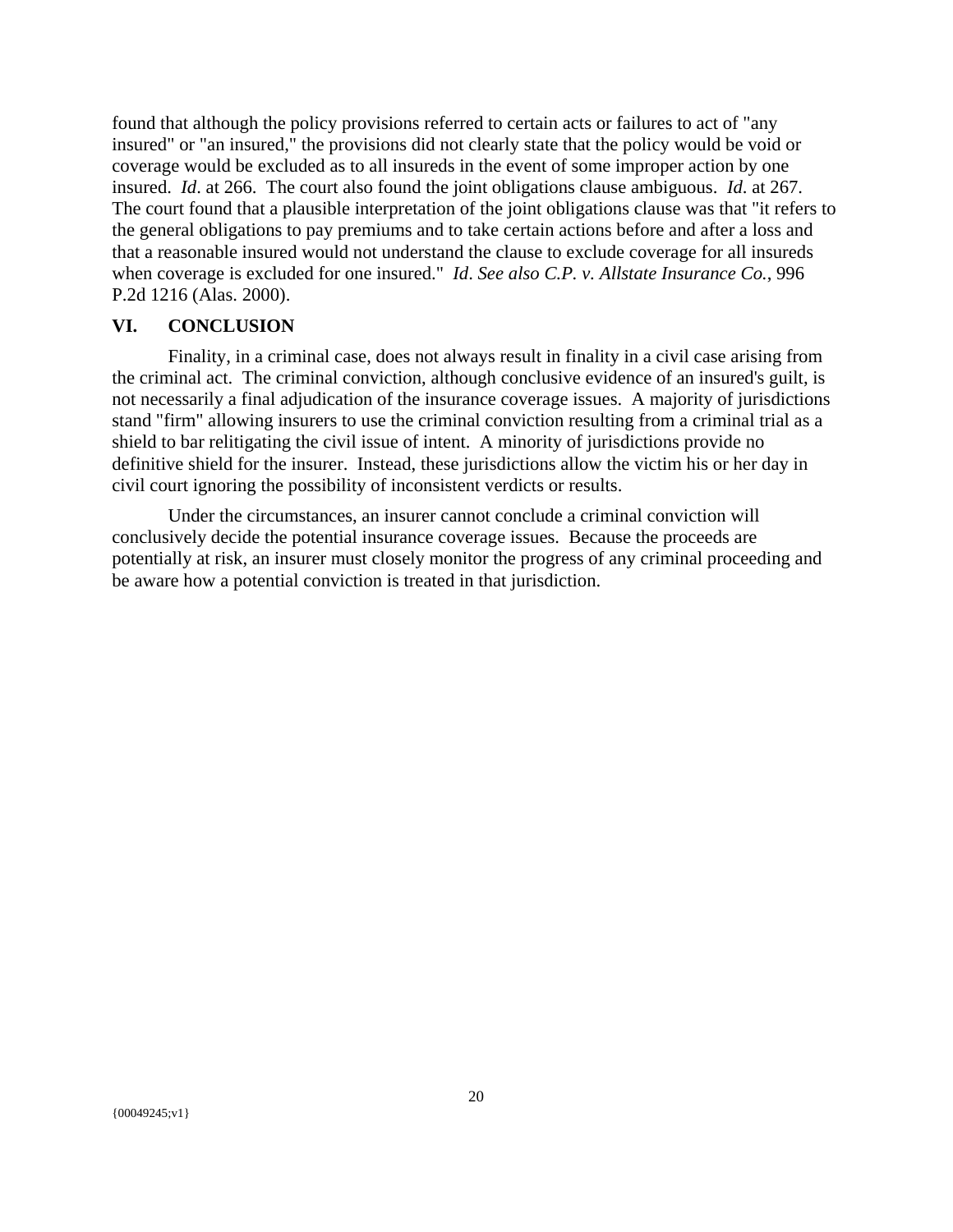found that although the policy provisions referred to certain acts or failures to act of "any insured" or "an insured," the provisions did not clearly state that the policy would be void or coverage would be excluded as to all insureds in the event of some improper action by one insured. *Id*. at 266. The court also found the joint obligations clause ambiguous. *Id*. at 267. The court found that a plausible interpretation of the joint obligations clause was that "it refers to the general obligations to pay premiums and to take certain actions before and after a loss and that a reasonable insured would not understand the clause to exclude coverage for all insureds when coverage is excluded for one insured." *Id*. *See also C.P. v. Allstate Insurance Co.*, 996 P.2d 1216 (Alas. 2000).

## VI. CONCLUSION

Finality, in a criminal case, does not always result in finality in a civil case arising from the criminal act. The criminal conviction, although conclusive evidence of an insured's guilt, is not necessarily a final adjudication of the insurance coverage issues. A majority of jurisdictions stand "firm" allowing insurers to use the criminal conviction resulting from a criminal trial as a shield to bar relitigating the civil issue of intent. A minority of jurisdictions provide no definitive shield for the insurer. Instead, these jurisdictions allow the victim his or her day in civil court ignoring the possibility of inconsistent verdicts or results.

Under the circumstances, an insurer cannot conclude a criminal conviction will conclusively decide the potential insurance coverage issues. Because the proceeds are potentially at risk, an insurer must closely monitor the progress of any criminal proceeding and be aware how a potential conviction is treated in that jurisdiction.